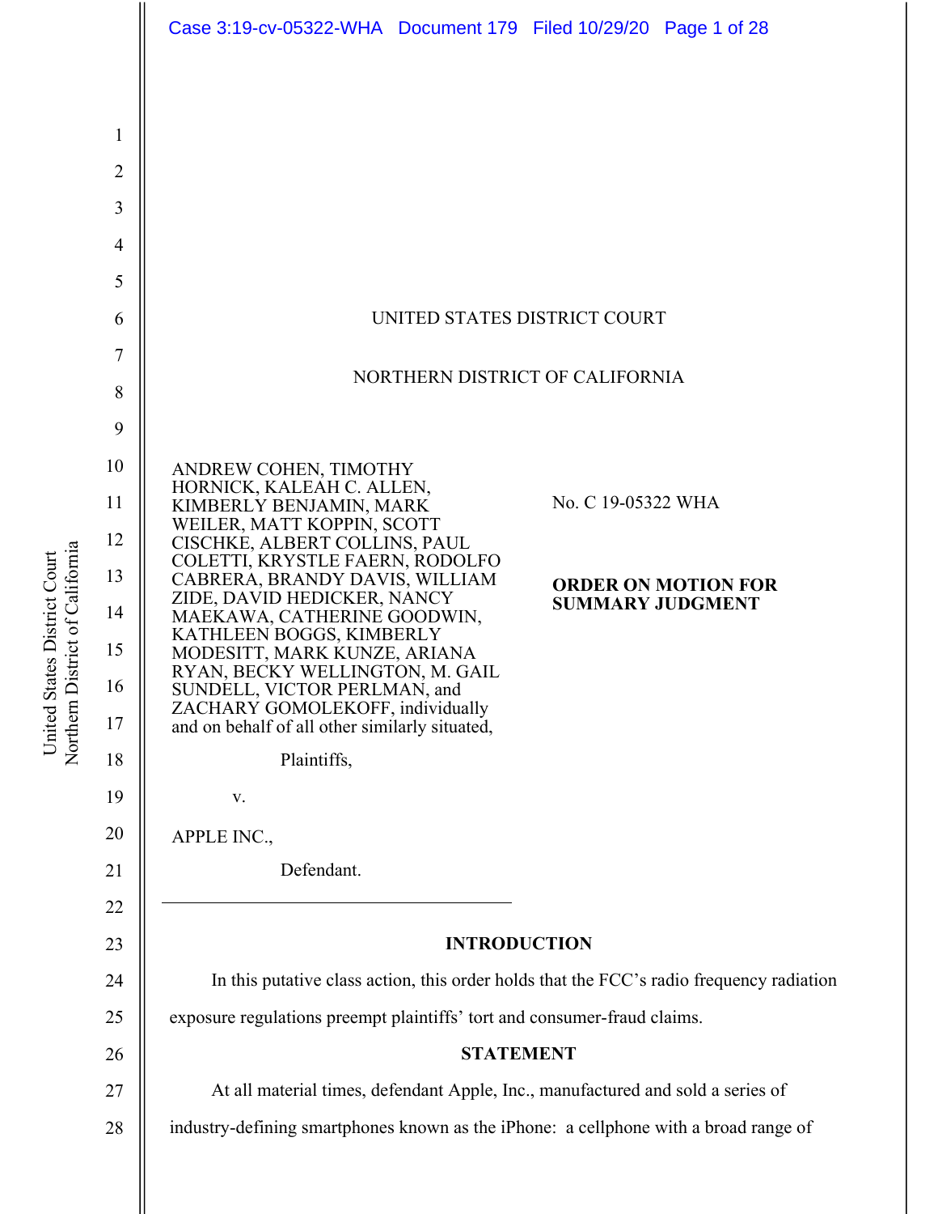UNITED STATES DISTRICT COURT

NORTHERN DISTRICT OF CALIFORNIA

ANDREW COHEN, TIMOTHY HORNICK, KALEAH C. ALLEN, KIMBERLY BENJAMIN, MARK WEILER, MATT KOPPIN, SCOTT CISCHKE, ALBERT COLLINS, PAUL COLETTI, KRYSTLE FAERN, RODOLFO CABRERA, BRANDY DAVIS, WILLIAM ZIDE, DAVID HEDICKER, NANCY MAEKAWA, CATHERINE GOODWIN, KATHLEEN BOGGS, KIMBERLY MODESITT, MARK KUNZE, ARIANA RYAN, BECKY WELLINGTON, M. GAIL SUNDELL, VICTOR PERLMAN, and ZACHARY GOMOLEKOFF, individually and on behalf of all other similarly situated,

Plaintiffs,

v.

APPLE INC.,

Defendant.

No. C 19-05322 WHA

**ORDER ON MOTION FOR SUMMARY JUDGMENT**

**INTRODUCTION**

In this putative class action, this order holds that the FCC's radio frequency radiation exposure regulations preempt plaintiffs' tort and consumer-fraud claims.

**STATEMENT**

At all material times, defendant Apple, Inc., manufactured and sold a series of industry-defining smartphones known as the iPhone: a cellphone with a broad range of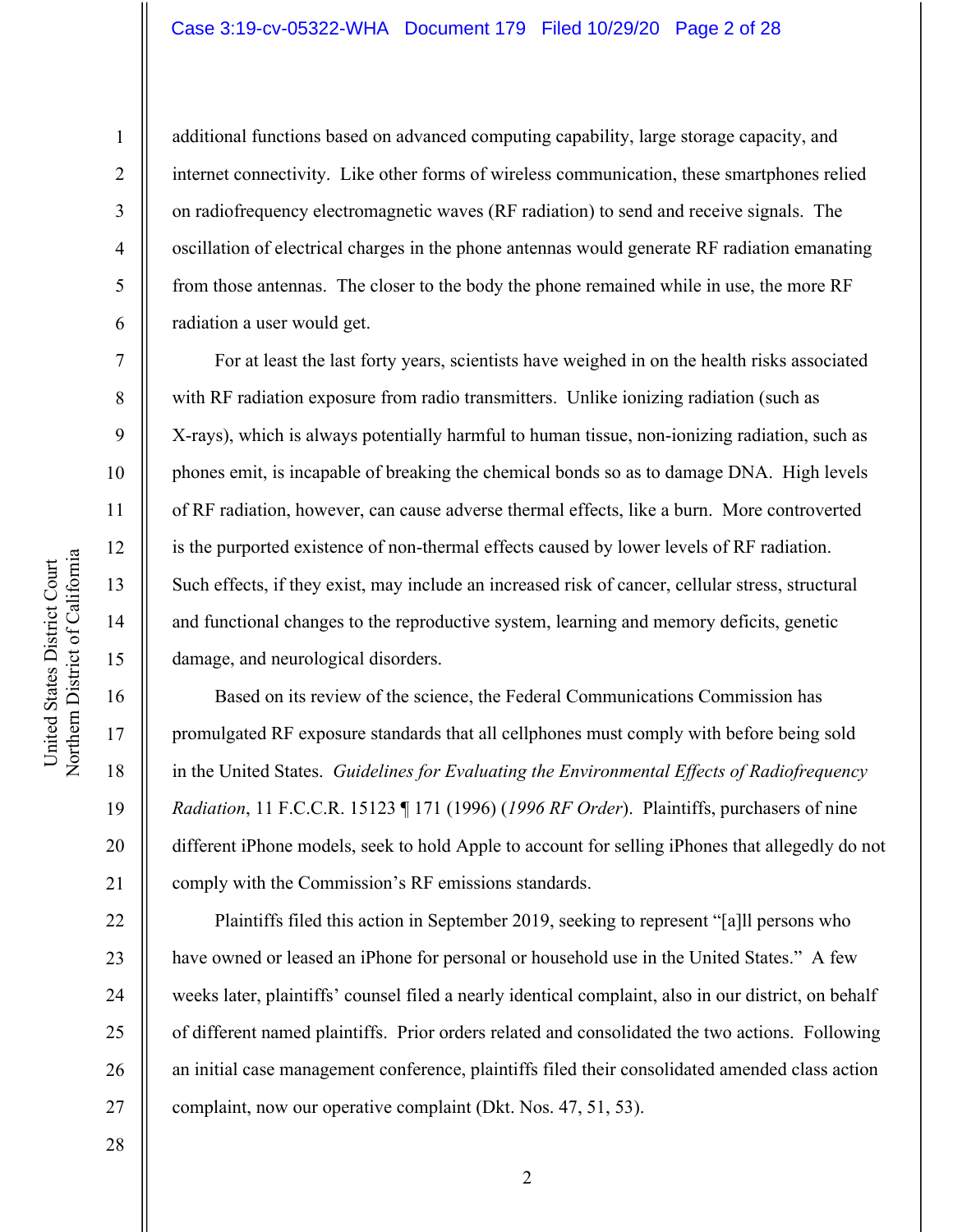additional functions based on advanced computing capability, large storage capacity, and internet connectivity. Like other forms of wireless communication, these smartphones relied on radiofrequency electromagnetic waves (RF radiation) to send and receive signals. The oscillation of electrical charges in the phone antennas would generate RF radiation emanating from those antennas. The closer to the body the phone remained while in use, the more RF radiation a user would get.

For at least the last forty years, scientists have weighed in on the health risks associated with RF radiation exposure from radio transmitters. Unlike ionizing radiation (such as X-rays), which is always potentially harmful to human tissue, non-ionizing radiation, such as phones emit, is incapable of breaking the chemical bonds so as to damage DNA. High levels of RF radiation, however, can cause adverse thermal effects, like a burn. More controverted is the purported existence of non-thermal effects caused by lower levels of RF radiation. Such effects, if they exist, may include an increased risk of cancer, cellular stress, structural and functional changes to the reproductive system, learning and memory deficits, genetic damage, and neurological disorders.

Based on its review of the science, the Federal Communications Commission has promulgated RF exposure standards that all cellphones must comply with before being sold in the United States. *Guidelines for Evaluating the Environmental Effects of Radiofrequency Radiation*, 11 F.C.C.R. 15123 ¶ 171 (1996) (*1996 RF Order*). Plaintiffs, purchasers of nine different iPhone models, seek to hold Apple to account for selling iPhones that allegedly do not comply with the Commission's RF emissions standards.

Plaintiffs filed this action in September 2019, seeking to represent "[a]ll persons who have owned or leased an iPhone for personal or household use in the United States." A few weeks later, plaintiffs' counsel filed a nearly identical complaint, also in our district, on behalf of different named plaintiffs. Prior orders related and consolidated the two actions. Following an initial case management conference, plaintiffs filed their consolidated amended class action complaint, now our operative complaint (Dkt. Nos. 47, 51, 53).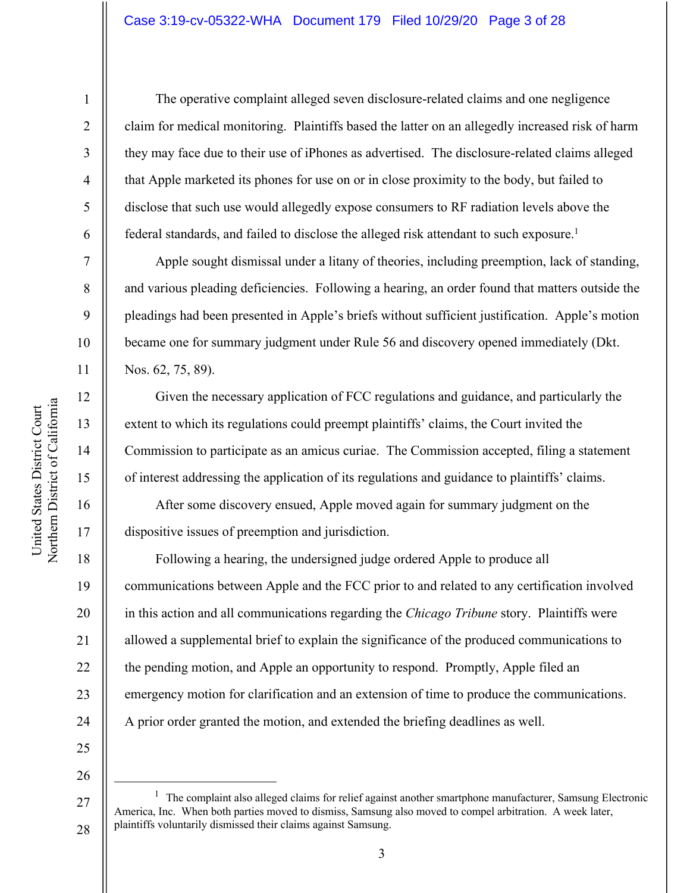The operative complaint alleged seven disclosure-related claims and one negligence claim for medical monitoring. Plaintiffs based the latter on an allegedly increased risk of harm they may face due to their use of iPhones as advertised. The disclosure-related claims alleged that Apple marketed its phones for use on or in close proximity to the body, but failed to disclose that such use would allegedly expose consumers to RF radiation levels above the federal standards, and failed to disclose the alleged risk attendant to such exposure.[1]

Apple sought dismissal under a litany of theories, including preemption, lack of standing, and various pleading deficiencies. Following a hearing, an order found that matters outside the pleadings had been presented in Apple's briefs without sufficient justification. Apple's motion became one for summary judgment under Rule 56 and discovery opened immediately (Dkt. Nos. 62, 75, 89).

Given the necessary application of FCC regulations and guidance, and particularly the extent to which its regulations could preempt plaintiffs' claims, the Court invited the Commission to participate as an amicus curiae. The Commission accepted, filing a statement of interest addressing the application of its regulations and guidance to plaintiffs' claims.

After some discovery ensued, Apple moved again for summary judgment on the dispositive issues of preemption and jurisdiction.

Following a hearing, the undersigned judge ordered Apple to produce all communications between Apple and the FCC prior to and related to any certification involved in this action and all communications regarding the *Chicago Tribune* story. Plaintiffs were allowed a supplemental brief to explain the significance of the produced communications to the pending motion, and Apple an opportunity to respond. Promptly, Apple filed an emergency motion for clarification and an extension of time to produce the communications. A prior order granted the motion, and extended the briefing deadlines as well.

---

[1] The complaint also alleged claims for relief against another smartphone manufacturer, Samsung Electronic America, Inc. When both parties moved to dismiss, Samsung also moved to compel arbitration. A week later, plaintiffs voluntarily dismissed their claims against Samsung.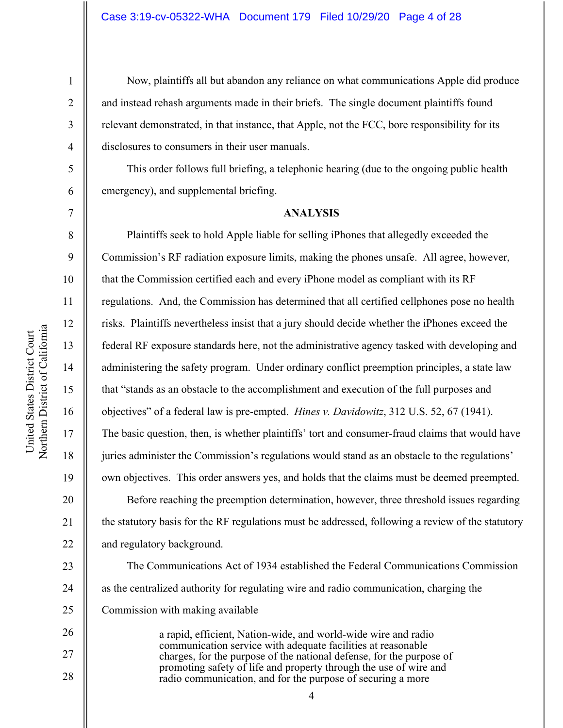Now, plaintiffs all but abandon any reliance on what communications Apple did produce and instead rehash arguments made in their briefs. The single document plaintiffs found relevant demonstrated, in that instance, that Apple, not the FCC, bore responsibility for its disclosures to consumers in their user manuals.

This order follows full briefing, a telephonic hearing (due to the ongoing public health emergency), and supplemental briefing.

**ANALYSIS**

Plaintiffs seek to hold Apple liable for selling iPhones that allegedly exceeded the Commission's RF radiation exposure limits, making the phones unsafe. All agree, however, that the Commission certified each and every iPhone model as compliant with its RF regulations. And, the Commission has determined that all certified cellphones pose no health risks. Plaintiffs nevertheless insist that a jury should decide whether the iPhones exceed the federal RF exposure standards here, not the administrative agency tasked with developing and administering the safety program. Under ordinary conflict preemption principles, a state law that "stands as an obstacle to the accomplishment and execution of the full purposes and objectives" of a federal law is pre-empted. *Hines v. Davidowitz*, 312 U.S. 52, 67 (1941). The basic question, then, is whether plaintiffs' tort and consumer-fraud claims that would have juries administer the Commission's regulations would stand as an obstacle to the regulations' own objectives. This order answers yes, and holds that the claims must be deemed preempted.

Before reaching the preemption determination, however, three threshold issues regarding the statutory basis for the RF regulations must be addressed, following a review of the statutory and regulatory background.

The Communications Act of 1934 established the Federal Communications Commission as the centralized authority for regulating wire and radio communication, charging the Commission with making available

> a rapid, efficient, Nation-wide, and world-wide wire and radio communication service with adequate facilities at reasonable charges, for the purpose of the national defense, for the purpose of promoting safety of life and property through the use of wire and radio communication, and for the purpose of securing a more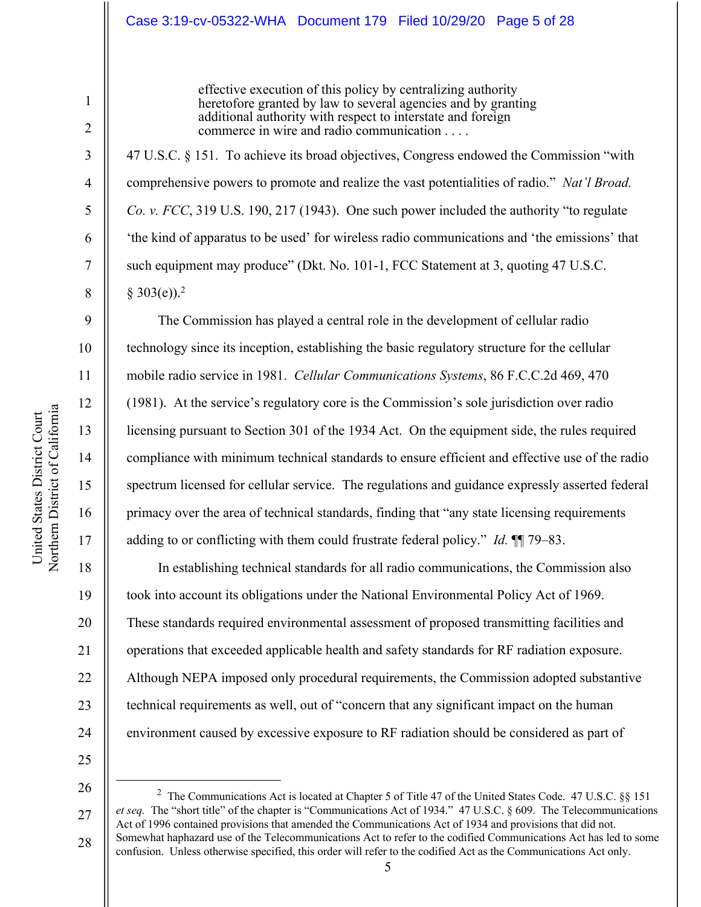> effective execution of this policy by centralizing authority heretofore granted by law to several agencies and by granting additional authority with respect to interstate and foreign commerce in wire and radio communication . . . .

47 U.S.C. § 151. To achieve its broad objectives, Congress endowed the Commission "with comprehensive powers to promote and realize the vast potentialities of radio." *Nat'l Broad. Co. v. FCC*, 319 U.S. 190, 217 (1943). One such power included the authority "to regulate 'the kind of apparatus to be used' for wireless radio communications and 'the emissions' that such equipment may produce" (Dkt. No. 101-1, FCC Statement at 3, quoting 47 U.S.C. § 303(e)).[2]

The Commission has played a central role in the development of cellular radio technology since its inception, establishing the basic regulatory structure for the cellular mobile radio service in 1981. *Cellular Communications Systems*, 86 F.C.C.2d 469, 470 (1981). At the service's regulatory core is the Commission's sole jurisdiction over radio licensing pursuant to Section 301 of the 1934 Act. On the equipment side, the rules required compliance with minimum technical standards to ensure efficient and effective use of the radio spectrum licensed for cellular service. The regulations and guidance expressly asserted federal primacy over the area of technical standards, finding that "any state licensing requirements adding to or conflicting with them could frustrate federal policy." *Id.* ¶¶ 79–83.

In establishing technical standards for all radio communications, the Commission also took into account its obligations under the National Environmental Policy Act of 1969. These standards required environmental assessment of proposed transmitting facilities and operations that exceeded applicable health and safety standards for RF radiation exposure. Although NEPA imposed only procedural requirements, the Commission adopted substantive technical requirements as well, out of "concern that any significant impact on the human environment caused by excessive exposure to RF radiation should be considered as part of

---

[2] The Communications Act is located at Chapter 5 of Title 47 of the United States Code. 47 U.S.C. §§ 151 *et seq.* The "short title" of the chapter is "Communications Act of 1934." 47 U.S.C. § 609. The Telecommunications Act of 1996 contained provisions that amended the Communications Act of 1934 and provisions that did not. Somewhat haphazard use of the Telecommunications Act to refer to the codified Communications Act has led to some confusion. Unless otherwise specified, this order will refer to the codified Act as the Communications Act only.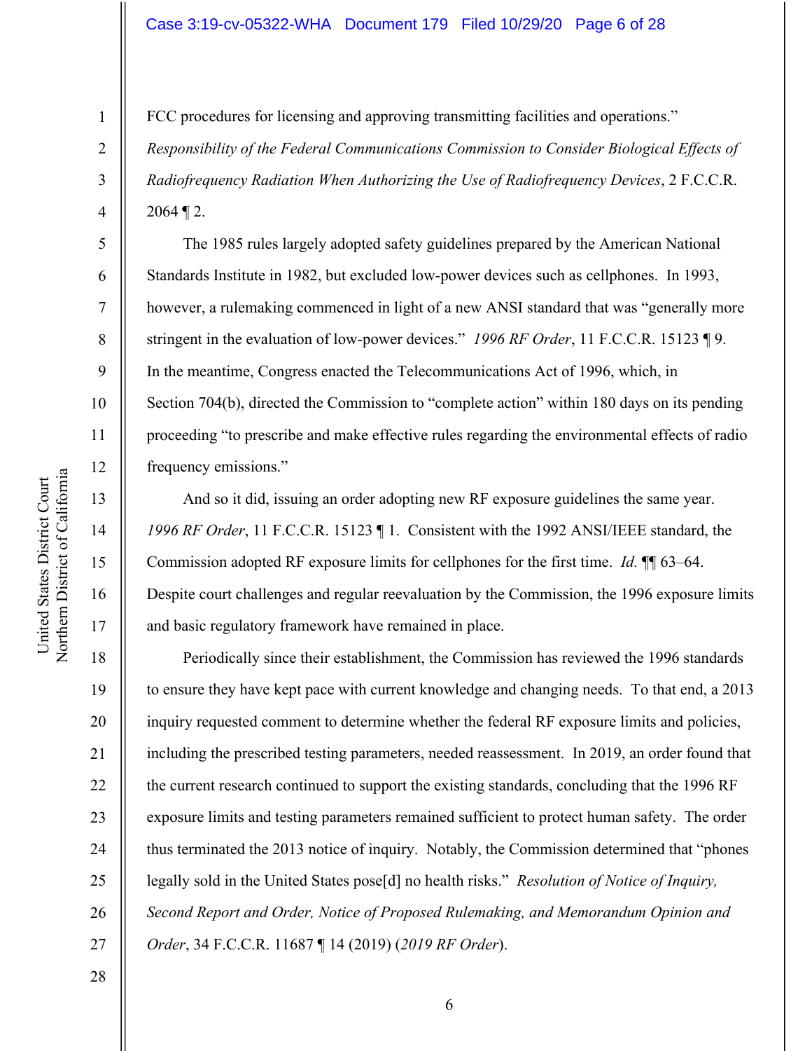FCC procedures for licensing and approving transmitting facilities and operations." *Responsibility of the Federal Communications Commission to Consider Biological Effects of Radiofrequency Radiation When Authorizing the Use of Radiofrequency Devices*, 2 F.C.C.R. 2064 ¶ 2.

The 1985 rules largely adopted safety guidelines prepared by the American National Standards Institute in 1982, but excluded low-power devices such as cellphones. In 1993, however, a rulemaking commenced in light of a new ANSI standard that was "generally more stringent in the evaluation of low-power devices." *1996 RF Order*, 11 F.C.C.R. 15123 ¶ 9. In the meantime, Congress enacted the Telecommunications Act of 1996, which, in Section 704(b), directed the Commission to "complete action" within 180 days on its pending proceeding "to prescribe and make effective rules regarding the environmental effects of radio frequency emissions."

And so it did, issuing an order adopting new RF exposure guidelines the same year. *1996 RF Order*, 11 F.C.C.R. 15123 ¶ 1. Consistent with the 1992 ANSI/IEEE standard, the Commission adopted RF exposure limits for cellphones for the first time. *Id.* ¶¶ 63–64. Despite court challenges and regular reevaluation by the Commission, the 1996 exposure limits and basic regulatory framework have remained in place.

Periodically since their establishment, the Commission has reviewed the 1996 standards to ensure they have kept pace with current knowledge and changing needs. To that end, a 2013 inquiry requested comment to determine whether the federal RF exposure limits and policies, including the prescribed testing parameters, needed reassessment. In 2019, an order found that the current research continued to support the existing standards, concluding that the 1996 RF exposure limits and testing parameters remained sufficient to protect human safety. The order thus terminated the 2013 notice of inquiry. Notably, the Commission determined that "phones legally sold in the United States pose[d] no health risks." *Resolution of Notice of Inquiry, Second Report and Order, Notice of Proposed Rulemaking, and Memorandum Opinion and Order*, 34 F.C.C.R. 11687 ¶ 14 (2019) (*2019 RF Order*).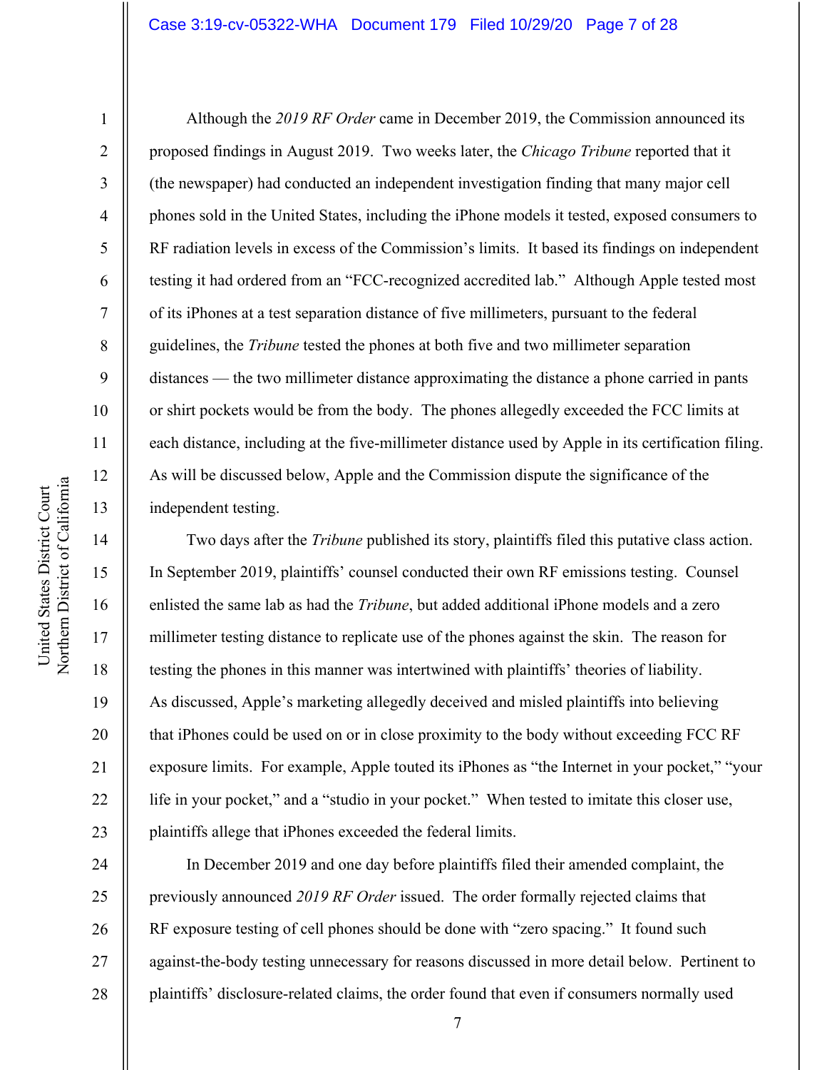Although the *2019 RF Order* came in December 2019, the Commission announced its proposed findings in August 2019. Two weeks later, the *Chicago Tribune* reported that it (the newspaper) had conducted an independent investigation finding that many major cell phones sold in the United States, including the iPhone models it tested, exposed consumers to RF radiation levels in excess of the Commission's limits. It based its findings on independent testing it had ordered from an "FCC-recognized accredited lab." Although Apple tested most of its iPhones at a test separation distance of five millimeters, pursuant to the federal guidelines, the *Tribune* tested the phones at both five and two millimeter separation distances — the two millimeter distance approximating the distance a phone carried in pants or shirt pockets would be from the body. The phones allegedly exceeded the FCC limits at each distance, including at the five-millimeter distance used by Apple in its certification filing. As will be discussed below, Apple and the Commission dispute the significance of the independent testing.

Two days after the *Tribune* published its story, plaintiffs filed this putative class action. In September 2019, plaintiffs' counsel conducted their own RF emissions testing. Counsel enlisted the same lab as had the *Tribune*, but added additional iPhone models and a zero millimeter testing distance to replicate use of the phones against the skin. The reason for testing the phones in this manner was intertwined with plaintiffs' theories of liability. As discussed, Apple's marketing allegedly deceived and misled plaintiffs into believing that iPhones could be used on or in close proximity to the body without exceeding FCC RF exposure limits. For example, Apple touted its iPhones as "the Internet in your pocket," "your life in your pocket," and a "studio in your pocket." When tested to imitate this closer use, plaintiffs allege that iPhones exceeded the federal limits.

In December 2019 and one day before plaintiffs filed their amended complaint, the previously announced *2019 RF Order* issued. The order formally rejected claims that RF exposure testing of cell phones should be done with "zero spacing." It found such against-the-body testing unnecessary for reasons discussed in more detail below. Pertinent to plaintiffs' disclosure-related claims, the order found that even if consumers normally used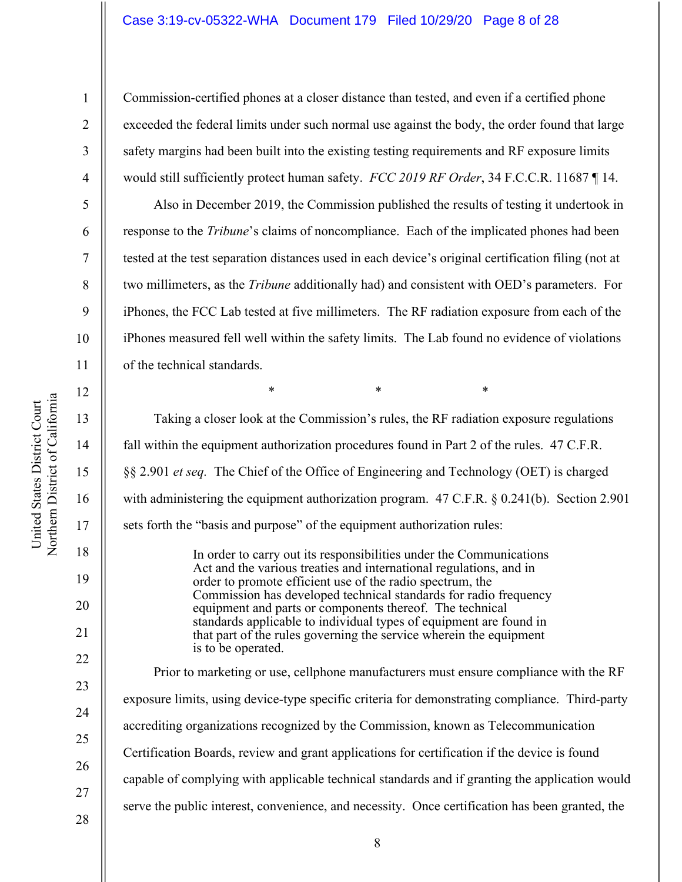Commission-certified phones at a closer distance than tested, and even if a certified phone exceeded the federal limits under such normal use against the body, the order found that large safety margins had been built into the existing testing requirements and RF exposure limits would still sufficiently protect human safety. *FCC 2019 RF Order*, 34 F.C.C.R. 11687 ¶ 14.

Also in December 2019, the Commission published the results of testing it undertook in response to the *Tribune*'s claims of noncompliance. Each of the implicated phones had been tested at the test separation distances used in each device's original certification filing (not at two millimeters, as the *Tribune* additionally had) and consistent with OED's parameters. For iPhones, the FCC Lab tested at five millimeters. The RF radiation exposure from each of the iPhones measured fell well within the safety limits. The Lab found no evidence of violations of the technical standards.

\*        \*        \*

Taking a closer look at the Commission's rules, the RF radiation exposure regulations fall within the equipment authorization procedures found in Part 2 of the rules. 47 C.F.R. §§ 2.901 *et seq.* The Chief of the Office of Engineering and Technology (OET) is charged with administering the equipment authorization program. 47 C.F.R. § 0.241(b). Section 2.901 sets forth the "basis and purpose" of the equipment authorization rules:

> In order to carry out its responsibilities under the Communications Act and the various treaties and international regulations, and in order to promote efficient use of the radio spectrum, the Commission has developed technical standards for radio frequency equipment and parts or components thereof. The technical standards applicable to individual types of equipment are found in that part of the rules governing the service wherein the equipment is to be operated.

Prior to marketing or use, cellphone manufacturers must ensure compliance with the RF exposure limits, using device-type specific criteria for demonstrating compliance. Third-party accrediting organizations recognized by the Commission, known as Telecommunication Certification Boards, review and grant applications for certification if the device is found capable of complying with applicable technical standards and if granting the application would serve the public interest, convenience, and necessity. Once certification has been granted, the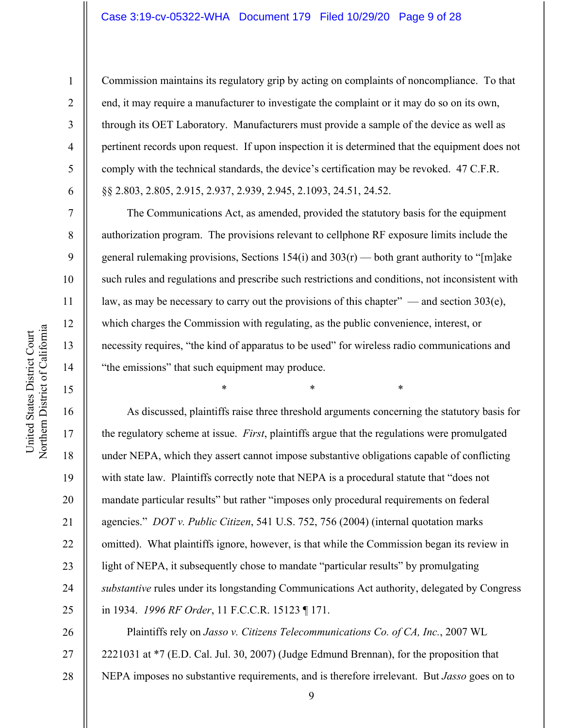Commission maintains its regulatory grip by acting on complaints of noncompliance. To that end, it may require a manufacturer to investigate the complaint or it may do so on its own, through its OET Laboratory. Manufacturers must provide a sample of the device as well as pertinent records upon request. If upon inspection it is determined that the equipment does not comply with the technical standards, the device's certification may be revoked. 47 C.F.R. §§ 2.803, 2.805, 2.915, 2.937, 2.939, 2.945, 2.1093, 24.51, 24.52.

The Communications Act, as amended, provided the statutory basis for the equipment authorization program. The provisions relevant to cellphone RF exposure limits include the general rulemaking provisions, Sections 154(i) and 303(r) — both grant authority to "[m]ake such rules and regulations and prescribe such restrictions and conditions, not inconsistent with law, as may be necessary to carry out the provisions of this chapter" — and section 303(e), which charges the Commission with regulating, as the public convenience, interest, or necessity requires, "the kind of apparatus to be used" for wireless radio communications and "the emissions" that such equipment may produce.

\* \* \*

As discussed, plaintiffs raise three threshold arguments concerning the statutory basis for the regulatory scheme at issue. *First*, plaintiffs argue that the regulations were promulgated under NEPA, which they assert cannot impose substantive obligations capable of conflicting with state law. Plaintiffs correctly note that NEPA is a procedural statute that "does not mandate particular results" but rather "imposes only procedural requirements on federal agencies." *DOT v. Public Citizen*, 541 U.S. 752, 756 (2004) (internal quotation marks omitted). What plaintiffs ignore, however, is that while the Commission began its review in light of NEPA, it subsequently chose to mandate "particular results" by promulgating *substantive* rules under its longstanding Communications Act authority, delegated by Congress in 1934. *1996 RF Order*, 11 F.C.C.R. 15123 ¶ 171.

Plaintiffs rely on *Jasso v. Citizens Telecommunications Co. of CA, Inc.*, 2007 WL 2221031 at *7 (E.D. Cal. Jul. 30, 2007) (Judge Edmund Brennan), for the proposition that NEPA imposes no substantive requirements, and is therefore irrelevant. But *Jasso* goes on to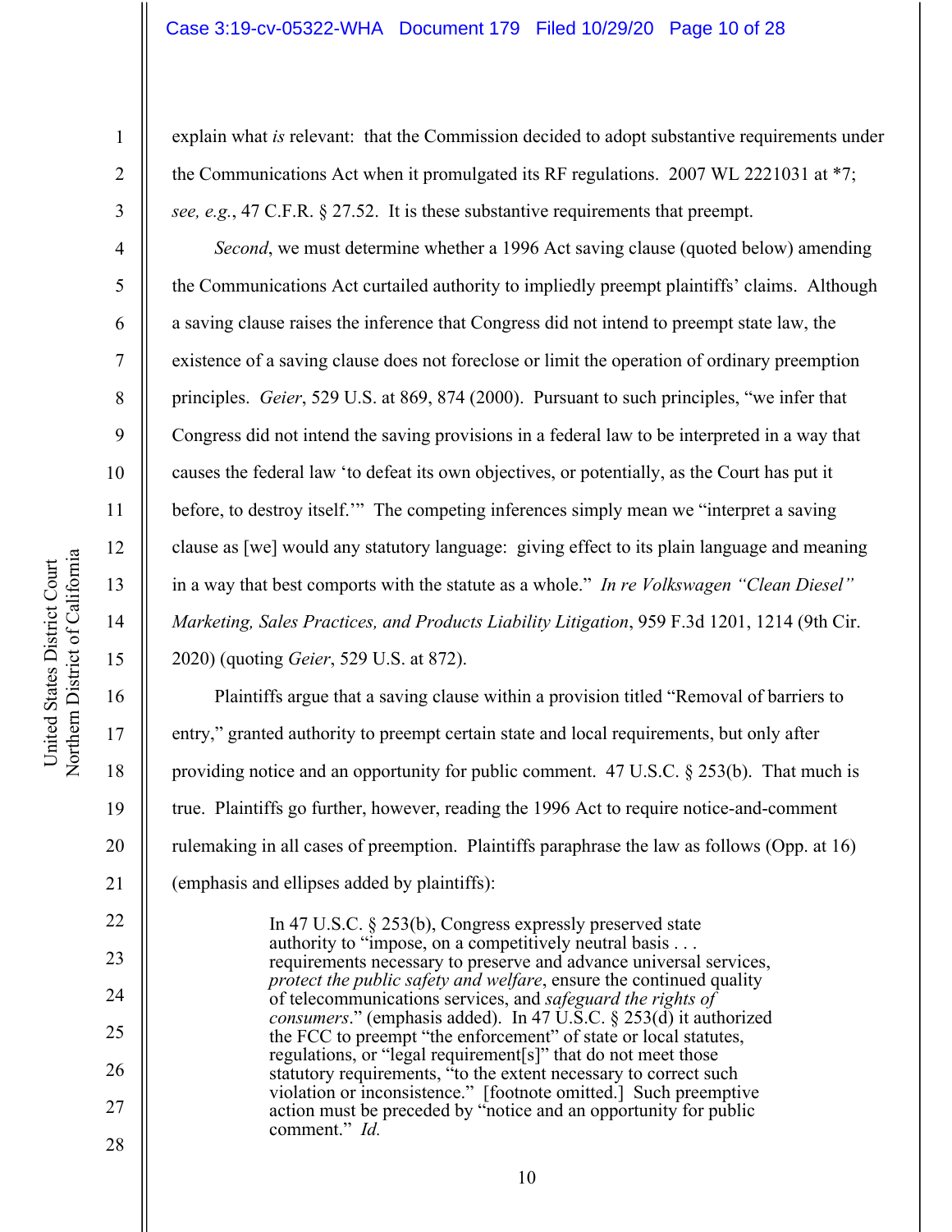explain what *is* relevant: that the Commission decided to adopt substantive requirements under the Communications Act when it promulgated its RF regulations. 2007 WL 2221031 at *7; *see, e.g.*, 47 C.F.R. § 27.52. It is these substantive requirements that preempt.

*Second*, we must determine whether a 1996 Act saving clause (quoted below) amending the Communications Act curtailed authority to impliedly preempt plaintiffs' claims. Although a saving clause raises the inference that Congress did not intend to preempt state law, the existence of a saving clause does not foreclose or limit the operation of ordinary preemption principles. *Geier*, 529 U.S. at 869, 874 (2000). Pursuant to such principles, "we infer that Congress did not intend the saving provisions in a federal law to be interpreted in a way that causes the federal law 'to defeat its own objectives, or potentially, as the Court has put it before, to destroy itself.'" The competing inferences simply mean we "interpret a saving clause as [we] would any statutory language: giving effect to its plain language and meaning in a way that best comports with the statute as a whole." *In re Volkswagen "Clean Diesel" Marketing, Sales Practices, and Products Liability Litigation*, 959 F.3d 1201, 1214 (9th Cir. 2020) (quoting *Geier*, 529 U.S. at 872).

Plaintiffs argue that a saving clause within a provision titled "Removal of barriers to entry," granted authority to preempt certain state and local requirements, but only after providing notice and an opportunity for public comment. 47 U.S.C. § 253(b). That much is true. Plaintiffs go further, however, reading the 1996 Act to require notice-and-comment rulemaking in all cases of preemption. Plaintiffs paraphrase the law as follows (Opp. at 16) (emphasis and ellipses added by plaintiffs):

> In 47 U.S.C. § 253(b), Congress expressly preserved state authority to "impose, on a competitively neutral basis . . . requirements necessary to preserve and advance universal services, *protect the public safety and welfare*, ensure the continued quality of telecommunications services, and *safeguard the rights of consumers*." (emphasis added). In 47 U.S.C. § 253(d) it authorized the FCC to preempt "the enforcement" of state or local statutes, regulations, or "legal requirement[s]" that do not meet those statutory requirements, "to the extent necessary to correct such violation or inconsistence." [footnote omitted.] Such preemptive action must be preceded by "notice and an opportunity for public comment." *Id.*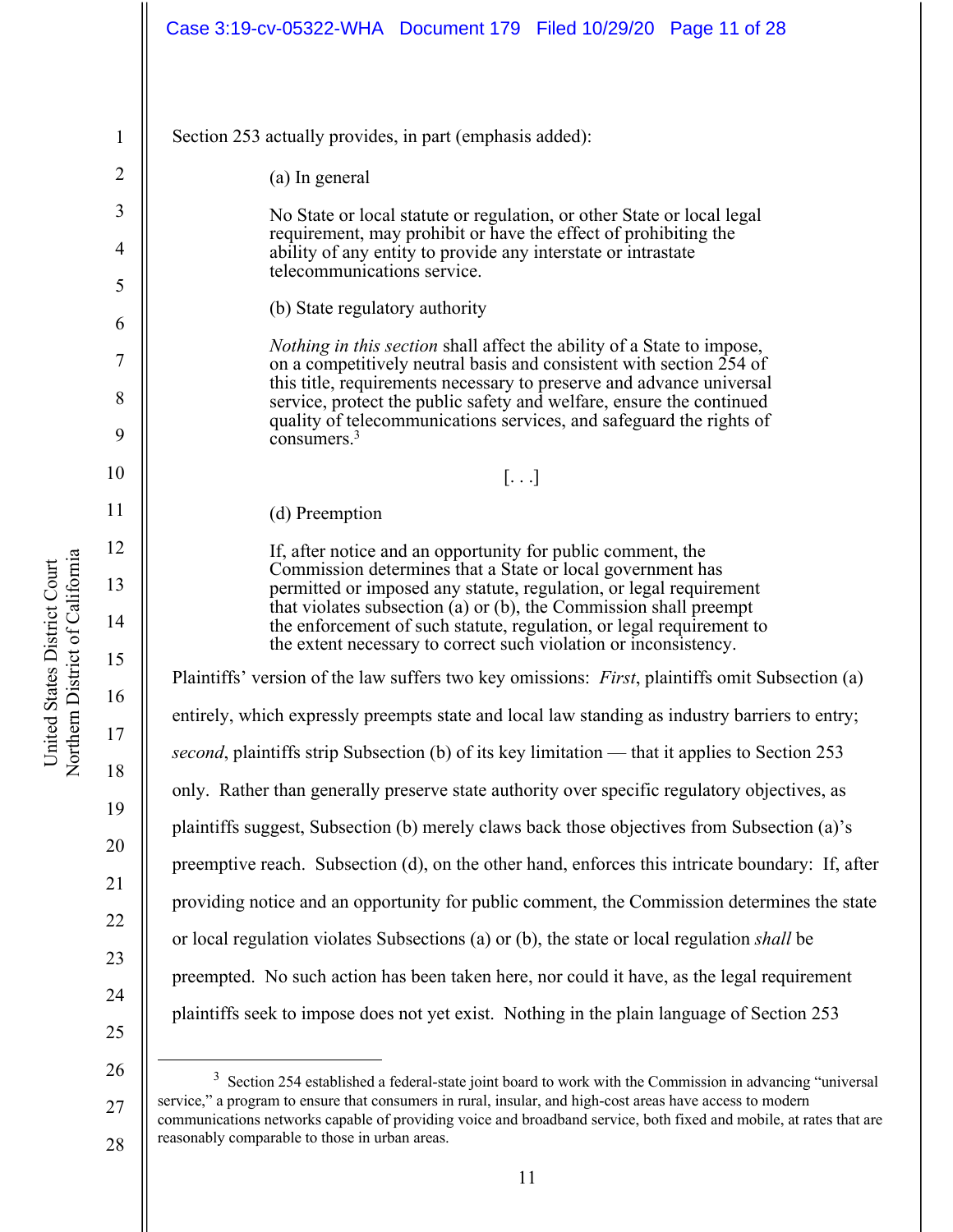Section 253 actually provides, in part (emphasis added):

> (a) In general
>
> No State or local statute or regulation, or other State or local legal requirement, may prohibit or have the effect of prohibiting the ability of any entity to provide any interstate or intrastate telecommunications service.
>
> (b) State regulatory authority
>
> *Nothing in this section* shall affect the ability of a State to impose, on a competitively neutral basis and consistent with section 254 of this title, requirements necessary to preserve and advance universal service, protect the public safety and welfare, ensure the continued quality of telecommunications services, and safeguard the rights of consumers.[3]
>
> [. . .]
>
> (d) Preemption
>
> If, after notice and an opportunity for public comment, the Commission determines that a State or local government has permitted or imposed any statute, regulation, or legal requirement that violates subsection (a) or (b), the Commission shall preempt the enforcement of such statute, regulation, or legal requirement to the extent necessary to correct such violation or inconsistency.

Plaintiffs' version of the law suffers two key omissions: *First*, plaintiffs omit Subsection (a) entirely, which expressly preempts state and local law standing as industry barriers to entry; *second*, plaintiffs strip Subsection (b) of its key limitation — that it applies to Section 253 only. Rather than generally preserve state authority over specific regulatory objectives, as plaintiffs suggest, Subsection (b) merely claws back those objectives from Subsection (a)'s preemptive reach. Subsection (d), on the other hand, enforces this intricate boundary: If, after providing notice and an opportunity for public comment, the Commission determines the state or local regulation violates Subsections (a) or (b), the state or local regulation *shall* be preempted. No such action has been taken here, nor could it have, as the legal requirement plaintiffs seek to impose does not yet exist. Nothing in the plain language of Section 253

---

[3] Section 254 established a federal-state joint board to work with the Commission in advancing "universal service," a program to ensure that consumers in rural, insular, and high-cost areas have access to modern communications networks capable of providing voice and broadband service, both fixed and mobile, at rates that are reasonably comparable to those in urban areas.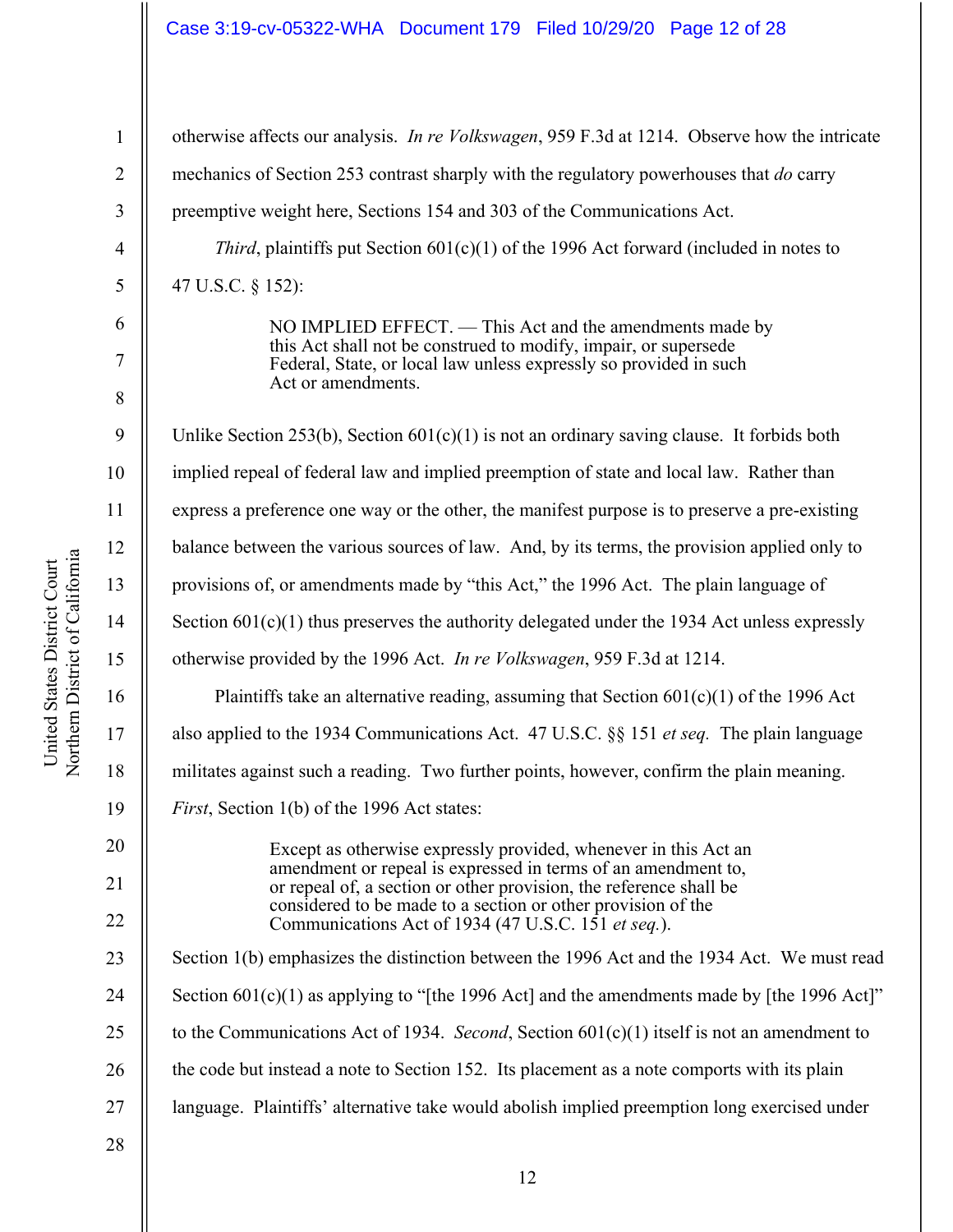otherwise affects our analysis. *In re Volkswagen*, 959 F.3d at 1214. Observe how the intricate mechanics of Section 253 contrast sharply with the regulatory powerhouses that *do* carry preemptive weight here, Sections 154 and 303 of the Communications Act.

*Third*, plaintiffs put Section 601(c)(1) of the 1996 Act forward (included in notes to 47 U.S.C. § 152):

> NO IMPLIED EFFECT. — This Act and the amendments made by this Act shall not be construed to modify, impair, or supersede Federal, State, or local law unless expressly so provided in such Act or amendments.

Unlike Section 253(b), Section 601(c)(1) is not an ordinary saving clause. It forbids both implied repeal of federal law and implied preemption of state and local law. Rather than express a preference one way or the other, the manifest purpose is to preserve a pre-existing balance between the various sources of law. And, by its terms, the provision applied only to provisions of, or amendments made by "this Act," the 1996 Act. The plain language of Section 601(c)(1) thus preserves the authority delegated under the 1934 Act unless expressly otherwise provided by the 1996 Act. *In re Volkswagen*, 959 F.3d at 1214.

Plaintiffs take an alternative reading, assuming that Section 601(c)(1) of the 1996 Act also applied to the 1934 Communications Act. 47 U.S.C. §§ 151 *et seq.* The plain language militates against such a reading. Two further points, however, confirm the plain meaning. *First*, Section 1(b) of the 1996 Act states:

> Except as otherwise expressly provided, whenever in this Act an amendment or repeal is expressed in terms of an amendment to, or repeal of, a section or other provision, the reference shall be considered to be made to a section or other provision of the Communications Act of 1934 (47 U.S.C. 151 *et seq.*).

Section 1(b) emphasizes the distinction between the 1996 Act and the 1934 Act. We must read Section 601(c)(1) as applying to "[the 1996 Act] and the amendments made by [the 1996 Act]" to the Communications Act of 1934. *Second*, Section 601(c)(1) itself is not an amendment to the code but instead a note to Section 152. Its placement as a note comports with its plain language. Plaintiffs' alternative take would abolish implied preemption long exercised under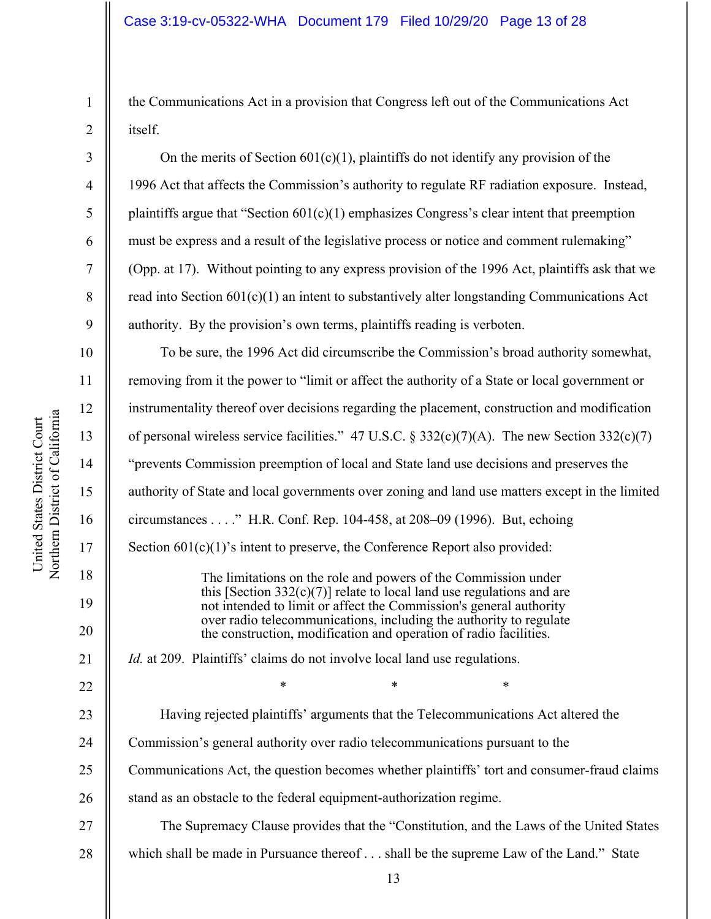the Communications Act in a provision that Congress left out of the Communications Act itself.

On the merits of Section 601(c)(1), plaintiffs do not identify any provision of the 1996 Act that affects the Commission's authority to regulate RF radiation exposure. Instead, plaintiffs argue that "Section 601(c)(1) emphasizes Congress's clear intent that preemption must be express and a result of the legislative process or notice and comment rulemaking" (Opp. at 17). Without pointing to any express provision of the 1996 Act, plaintiffs ask that we read into Section 601(c)(1) an intent to substantively alter longstanding Communications Act authority. By the provision's own terms, plaintiffs reading is verboten.

To be sure, the 1996 Act did circumscribe the Commission's broad authority somewhat, removing from it the power to "limit or affect the authority of a State or local government or instrumentality thereof over decisions regarding the placement, construction and modification of personal wireless service facilities." 47 U.S.C. § 332(c)(7)(A). The new Section 332(c)(7) "prevents Commission preemption of local and State land use decisions and preserves the authority of State and local governments over zoning and land use matters except in the limited circumstances . . . ." H.R. Conf. Rep. 104-458, at 208–09 (1996). But, echoing Section 601(c)(1)'s intent to preserve, the Conference Report also provided:

> The limitations on the role and powers of the Commission under this [Section 332(c)(7)] relate to local land use regulations and are not intended to limit or affect the Commission's general authority over radio telecommunications, including the authority to regulate the construction, modification and operation of radio facilities.

*Id.* at 209. Plaintiffs' claims do not involve local land use regulations.

\*   \*   \*

Having rejected plaintiffs' arguments that the Telecommunications Act altered the Commission's general authority over radio telecommunications pursuant to the Communications Act, the question becomes whether plaintiffs' tort and consumer-fraud claims stand as an obstacle to the federal equipment-authorization regime.

The Supremacy Clause provides that the "Constitution, and the Laws of the United States which shall be made in Pursuance thereof . . . shall be the supreme Law of the Land." State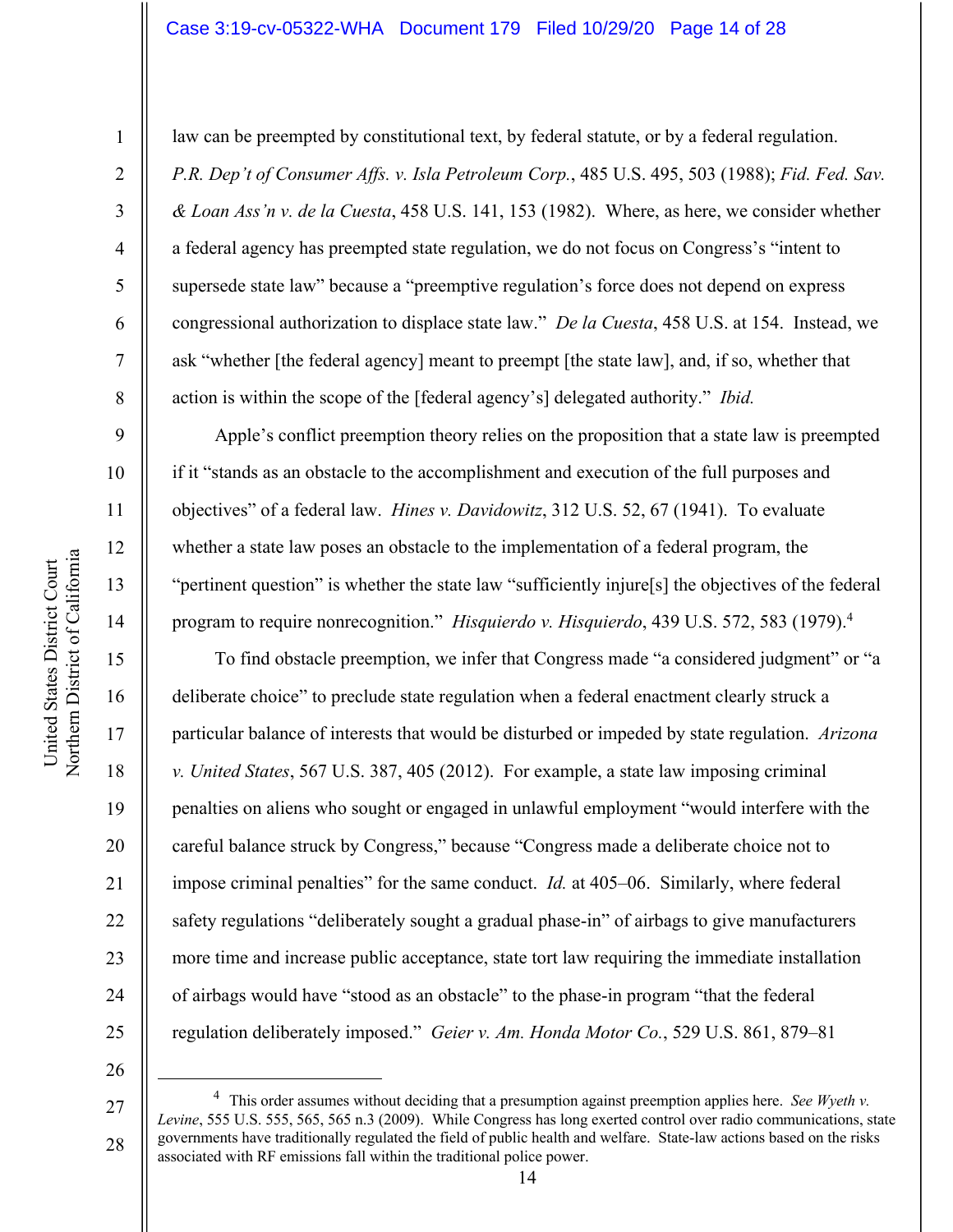law can be preempted by constitutional text, by federal statute, or by a federal regulation. *P.R. Dep't of Consumer Affs. v. Isla Petroleum Corp.*, 485 U.S. 495, 503 (1988); *Fid. Fed. Sav. & Loan Ass'n v. de la Cuesta*, 458 U.S. 141, 153 (1982). Where, as here, we consider whether a federal agency has preempted state regulation, we do not focus on Congress's "intent to supersede state law" because a "preemptive regulation's force does not depend on express congressional authorization to displace state law." *De la Cuesta*, 458 U.S. at 154. Instead, we ask "whether [the federal agency] meant to preempt [the state law], and, if so, whether that action is within the scope of the [federal agency's] delegated authority." *Ibid.*

Apple's conflict preemption theory relies on the proposition that a state law is preempted if it "stands as an obstacle to the accomplishment and execution of the full purposes and objectives" of a federal law. *Hines v. Davidowitz*, 312 U.S. 52, 67 (1941). To evaluate whether a state law poses an obstacle to the implementation of a federal program, the "pertinent question" is whether the state law "sufficiently injure[s] the objectives of the federal program to require nonrecognition." *Hisquierdo v. Hisquierdo*, 439 U.S. 572, 583 (1979).[4]

To find obstacle preemption, we infer that Congress made "a considered judgment" or "a deliberate choice" to preclude state regulation when a federal enactment clearly struck a particular balance of interests that would be disturbed or impeded by state regulation. *Arizona v. United States*, 567 U.S. 387, 405 (2012). For example, a state law imposing criminal penalties on aliens who sought or engaged in unlawful employment "would interfere with the careful balance struck by Congress," because "Congress made a deliberate choice not to impose criminal penalties" for the same conduct. *Id.* at 405–06. Similarly, where federal safety regulations "deliberately sought a gradual phase-in" of airbags to give manufacturers more time and increase public acceptance, state tort law requiring the immediate installation of airbags would have "stood as an obstacle" to the phase-in program "that the federal regulation deliberately imposed." *Geier v. Am. Honda Motor Co.*, 529 U.S. 861, 879–81

---

[4] This order assumes without deciding that a presumption against preemption applies here. *See Wyeth v. Levine*, 555 U.S. 555, 565, 565 n.3 (2009). While Congress has long exerted control over radio communications, state governments have traditionally regulated the field of public health and welfare. State-law actions based on the risks associated with RF emissions fall within the traditional police power.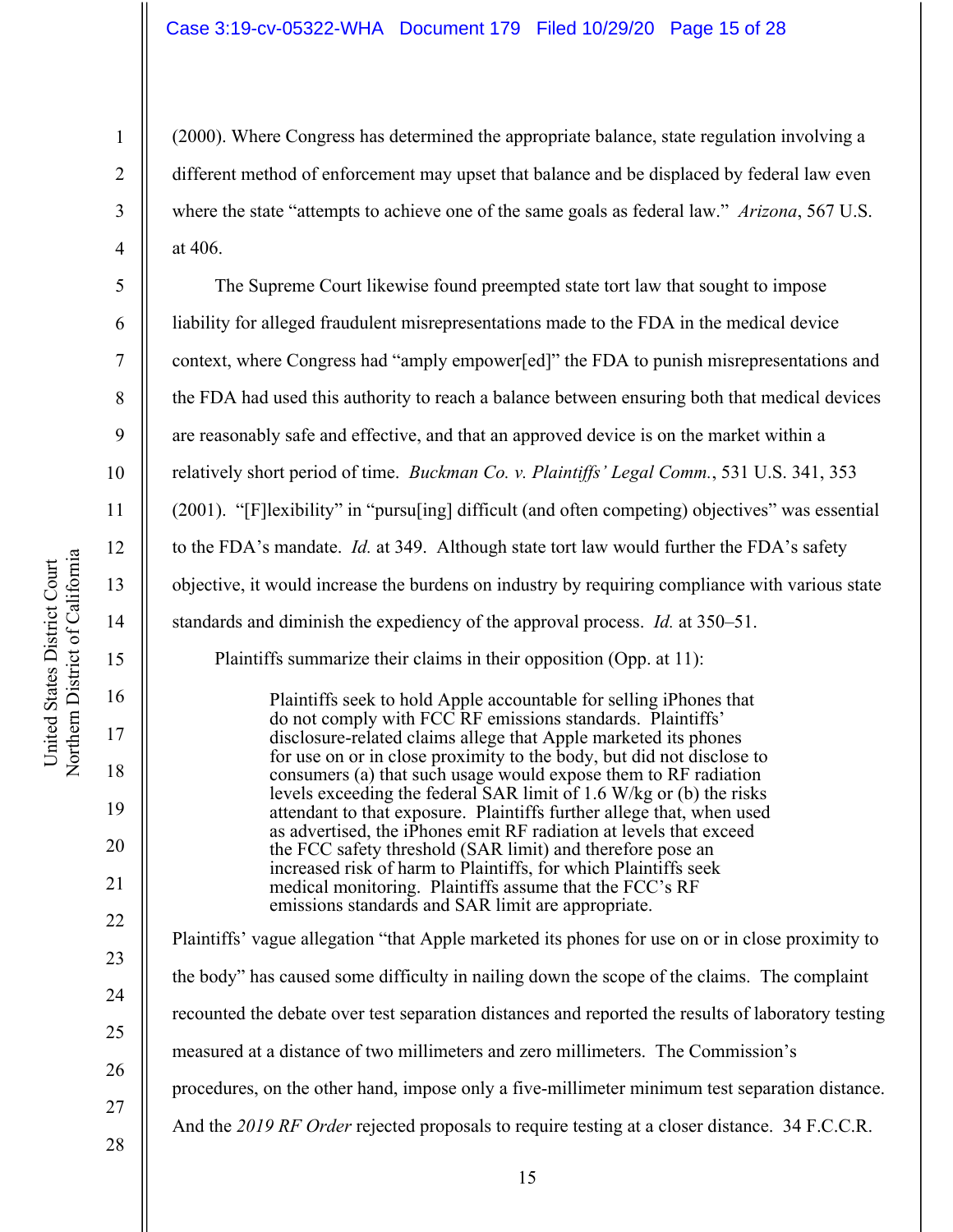(2000). Where Congress has determined the appropriate balance, state regulation involving a different method of enforcement may upset that balance and be displaced by federal law even where the state "attempts to achieve one of the same goals as federal law." *Arizona*, 567 U.S. at 406.

The Supreme Court likewise found preempted state tort law that sought to impose liability for alleged fraudulent misrepresentations made to the FDA in the medical device context, where Congress had "amply empower[ed]" the FDA to punish misrepresentations and the FDA had used this authority to reach a balance between ensuring both that medical devices are reasonably safe and effective, and that an approved device is on the market within a relatively short period of time. *Buckman Co. v. Plaintiffs' Legal Comm.*, 531 U.S. 341, 353 (2001). "[F]lexibility" in "pursu[ing] difficult (and often competing) objectives" was essential to the FDA's mandate. *Id.* at 349. Although state tort law would further the FDA's safety objective, it would increase the burdens on industry by requiring compliance with various state standards and diminish the expediency of the approval process. *Id.* at 350–51.

Plaintiffs summarize their claims in their opposition (Opp. at 11):

> Plaintiffs seek to hold Apple accountable for selling iPhones that do not comply with FCC RF emissions standards. Plaintiffs' disclosure-related claims allege that Apple marketed its phones for use on or in close proximity to the body, but did not disclose to consumers (a) that such usage would expose them to RF radiation levels exceeding the federal SAR limit of 1.6 W/kg or (b) the risks attendant to that exposure. Plaintiffs further allege that, when used as advertised, the iPhones emit RF radiation at levels that exceed the FCC safety threshold (SAR limit) and therefore pose an increased risk of harm to Plaintiffs, for which Plaintiffs seek medical monitoring. Plaintiffs assume that the FCC's RF emissions standards and SAR limit are appropriate.

Plaintiffs' vague allegation "that Apple marketed its phones for use on or in close proximity to the body" has caused some difficulty in nailing down the scope of the claims. The complaint recounted the debate over test separation distances and reported the results of laboratory testing measured at a distance of two millimeters and zero millimeters. The Commission's procedures, on the other hand, impose only a five-millimeter minimum test separation distance. And the *2019 RF Order* rejected proposals to require testing at a closer distance. 34 F.C.C.R.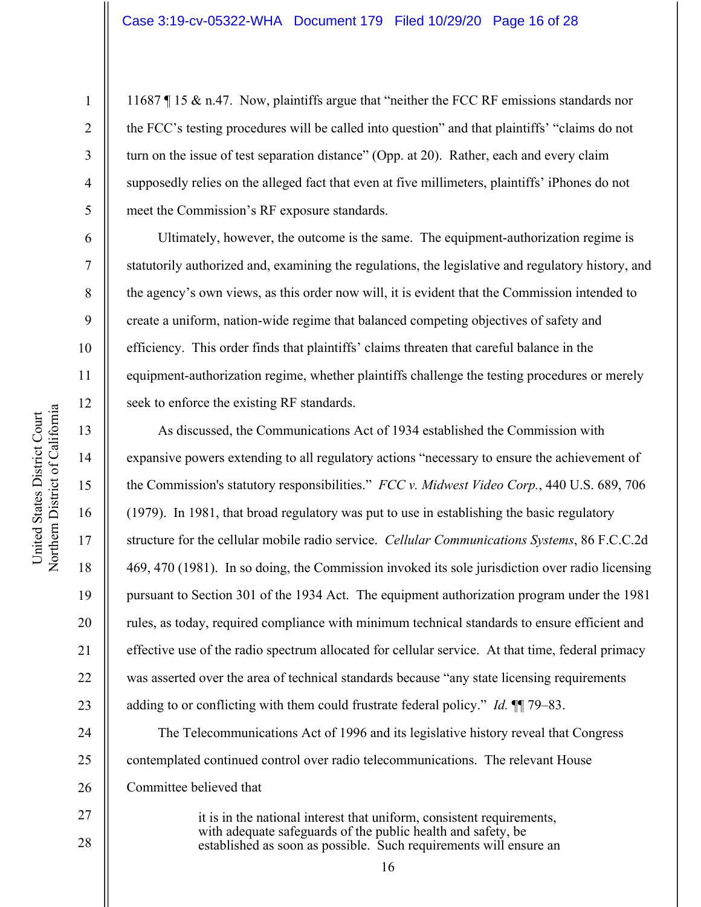11687 ¶ 15 & n.47. Now, plaintiffs argue that "neither the FCC RF emissions standards nor the FCC's testing procedures will be called into question" and that plaintiffs' "claims do not turn on the issue of test separation distance" (Opp. at 20). Rather, each and every claim supposedly relies on the alleged fact that even at five millimeters, plaintiffs' iPhones do not meet the Commission's RF exposure standards.

Ultimately, however, the outcome is the same. The equipment-authorization regime is statutorily authorized and, examining the regulations, the legislative and regulatory history, and the agency's own views, as this order now will, it is evident that the Commission intended to create a uniform, nation-wide regime that balanced competing objectives of safety and efficiency. This order finds that plaintiffs' claims threaten that careful balance in the equipment-authorization regime, whether plaintiffs challenge the testing procedures or merely seek to enforce the existing RF standards.

As discussed, the Communications Act of 1934 established the Commission with expansive powers extending to all regulatory actions "necessary to ensure the achievement of the Commission's statutory responsibilities." *FCC v. Midwest Video Corp.*, 440 U.S. 689, 706 (1979). In 1981, that broad regulatory was put to use in establishing the basic regulatory structure for the cellular mobile radio service. *Cellular Communications Systems*, 86 F.C.C.2d 469, 470 (1981). In so doing, the Commission invoked its sole jurisdiction over radio licensing pursuant to Section 301 of the 1934 Act. The equipment authorization program under the 1981 rules, as today, required compliance with minimum technical standards to ensure efficient and effective use of the radio spectrum allocated for cellular service. At that time, federal primacy was asserted over the area of technical standards because "any state licensing requirements adding to or conflicting with them could frustrate federal policy." *Id.* ¶¶ 79–83.

The Telecommunications Act of 1996 and its legislative history reveal that Congress contemplated continued control over radio telecommunications. The relevant House Committee believed that

> it is in the national interest that uniform, consistent requirements, with adequate safeguards of the public health and safety, be established as soon as possible. Such requirements will ensure an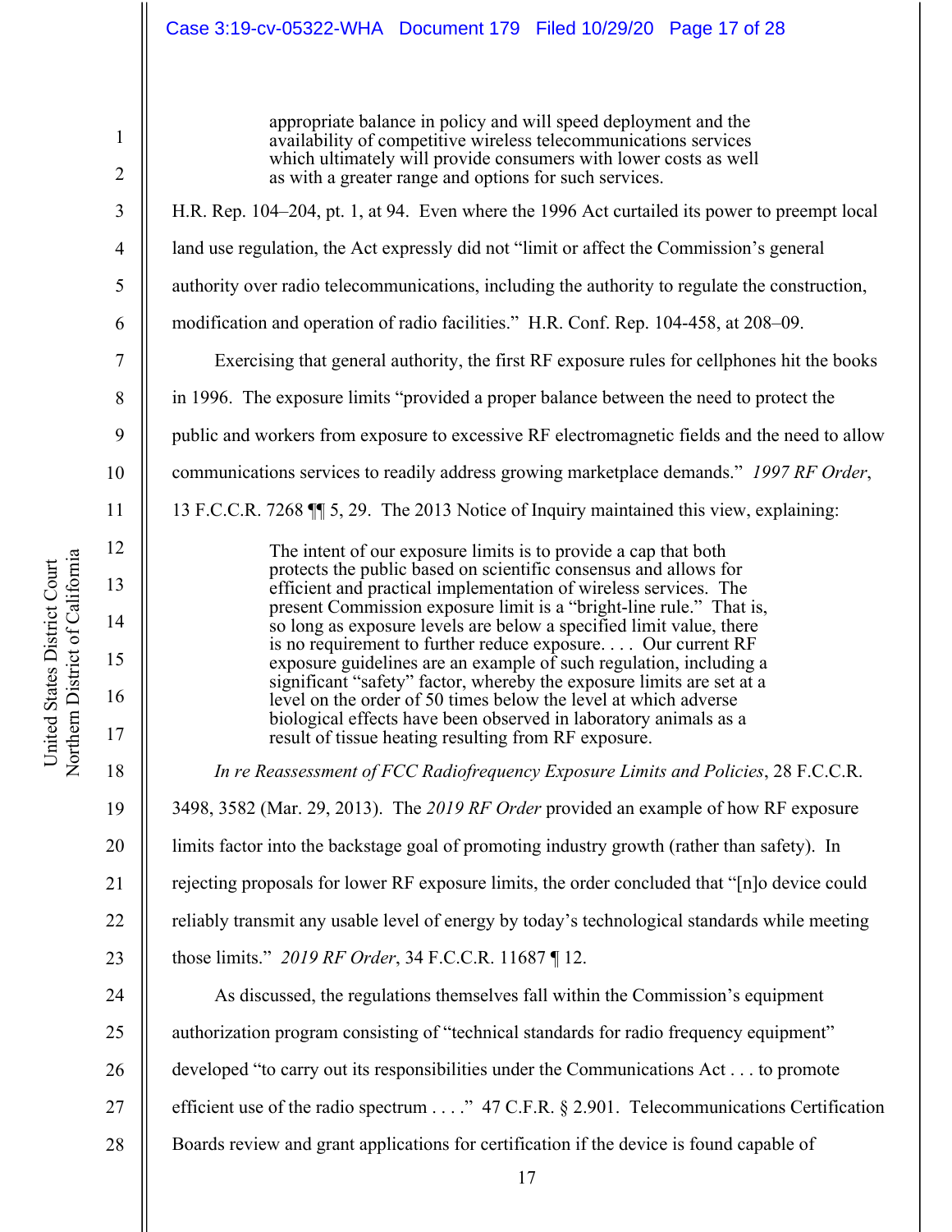> appropriate balance in policy and will speed deployment and the availability of competitive wireless telecommunications services which ultimately will provide consumers with lower costs as well as with a greater range and options for such services.

H.R. Rep. 104–204, pt. 1, at 94. Even where the 1996 Act curtailed its power to preempt local land use regulation, the Act expressly did not "limit or affect the Commission's general authority over radio telecommunications, including the authority to regulate the construction, modification and operation of radio facilities." H.R. Conf. Rep. 104-458, at 208–09.

Exercising that general authority, the first RF exposure rules for cellphones hit the books in 1996. The exposure limits "provided a proper balance between the need to protect the public and workers from exposure to excessive RF electromagnetic fields and the need to allow communications services to readily address growing marketplace demands." *1997 RF Order*, 13 F.C.C.R. 7268 ¶¶ 5, 29. The 2013 Notice of Inquiry maintained this view, explaining:

> The intent of our exposure limits is to provide a cap that both protects the public based on scientific consensus and allows for efficient and practical implementation of wireless services. The present Commission exposure limit is a "bright-line rule." That is, so long as exposure levels are below a specified limit value, there is no requirement to further reduce exposure. . . . Our current RF exposure guidelines are an example of such regulation, including a significant "safety" factor, whereby the exposure limits are set at a level on the order of 50 times below the level at which adverse biological effects have been observed in laboratory animals as a result of tissue heating resulting from RF exposure.

*In re Reassessment of FCC Radiofrequency Exposure Limits and Policies*, 28 F.C.C.R. 3498, 3582 (Mar. 29, 2013). The *2019 RF Order* provided an example of how RF exposure limits factor into the backstage goal of promoting industry growth (rather than safety). In rejecting proposals for lower RF exposure limits, the order concluded that "[n]o device could reliably transmit any usable level of energy by today's technological standards while meeting those limits." *2019 RF Order*, 34 F.C.C.R. 11687 ¶ 12.

As discussed, the regulations themselves fall within the Commission's equipment authorization program consisting of "technical standards for radio frequency equipment" developed "to carry out its responsibilities under the Communications Act . . . to promote efficient use of the radio spectrum . . . ." 47 C.F.R. § 2.901. Telecommunications Certification Boards review and grant applications for certification if the device is found capable of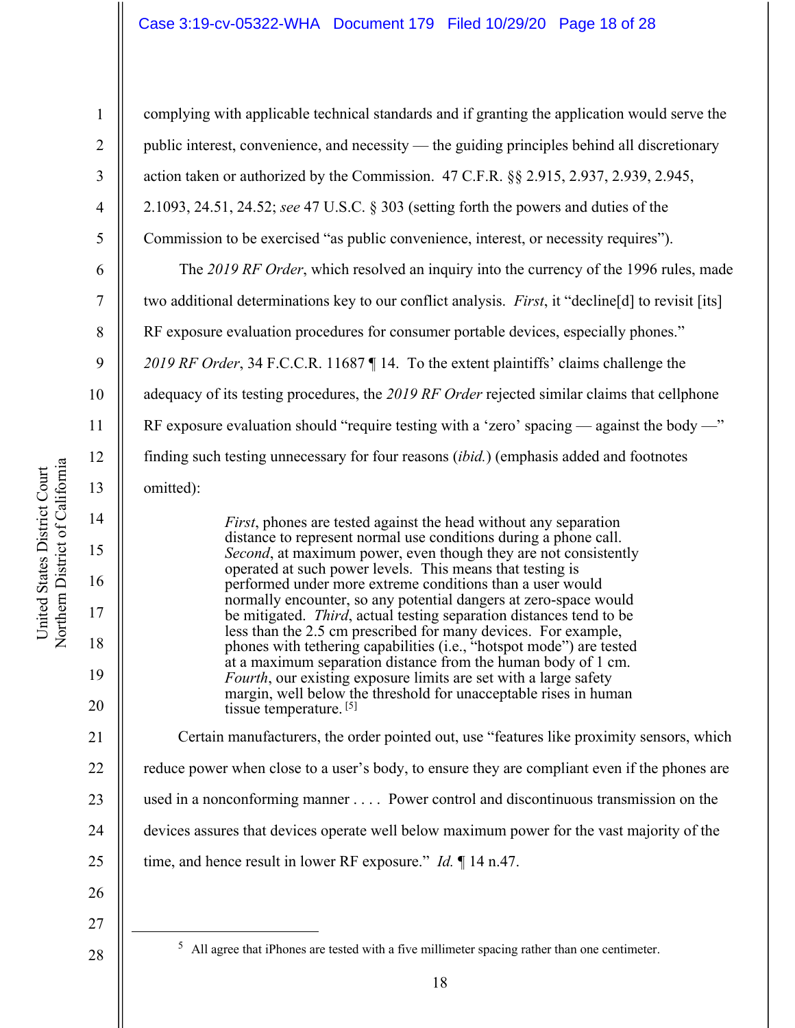complying with applicable technical standards and if granting the application would serve the public interest, convenience, and necessity — the guiding principles behind all discretionary action taken or authorized by the Commission. 47 C.F.R. §§ 2.915, 2.937, 2.939, 2.945, 2.1093, 24.51, 24.52; *see* 47 U.S.C. § 303 (setting forth the powers and duties of the Commission to be exercised "as public convenience, interest, or necessity requires").

The *2019 RF Order*, which resolved an inquiry into the currency of the 1996 rules, made two additional determinations key to our conflict analysis. *First*, it "decline[d] to revisit [its] RF exposure evaluation procedures for consumer portable devices, especially phones." *2019 RF Order*, 34 F.C.C.R. 11687 ¶ 14. To the extent plaintiffs' claims challenge the adequacy of its testing procedures, the *2019 RF Order* rejected similar claims that cellphone RF exposure evaluation should "require testing with a 'zero' spacing — against the body —" finding such testing unnecessary for four reasons (*ibid.*) (emphasis added and footnotes omitted):

> *First*, phones are tested against the head without any separation distance to represent normal use conditions during a phone call. *Second*, at maximum power, even though they are not consistently operated at such power levels. This means that testing is performed under more extreme conditions than a user would normally encounter, so any potential dangers at zero-space would be mitigated. *Third*, actual testing separation distances tend to be less than the 2.5 cm prescribed for many devices. For example, phones with tethering capabilities (i.e., "hotspot mode") are tested at a maximum separation distance from the human body of 1 cm. *Fourth*, our existing exposure limits are set with a large safety margin, well below the threshold for unacceptable rises in human tissue temperature. [5]

Certain manufacturers, the order pointed out, use "features like proximity sensors, which reduce power when close to a user's body, to ensure they are compliant even if the phones are used in a nonconforming manner . . . . Power control and discontinuous transmission on the devices assures that devices operate well below maximum power for the vast majority of the time, and hence result in lower RF exposure." *Id.* ¶ 14 n.47.

---

[5] All agree that iPhones are tested with a five millimeter spacing rather than one centimeter.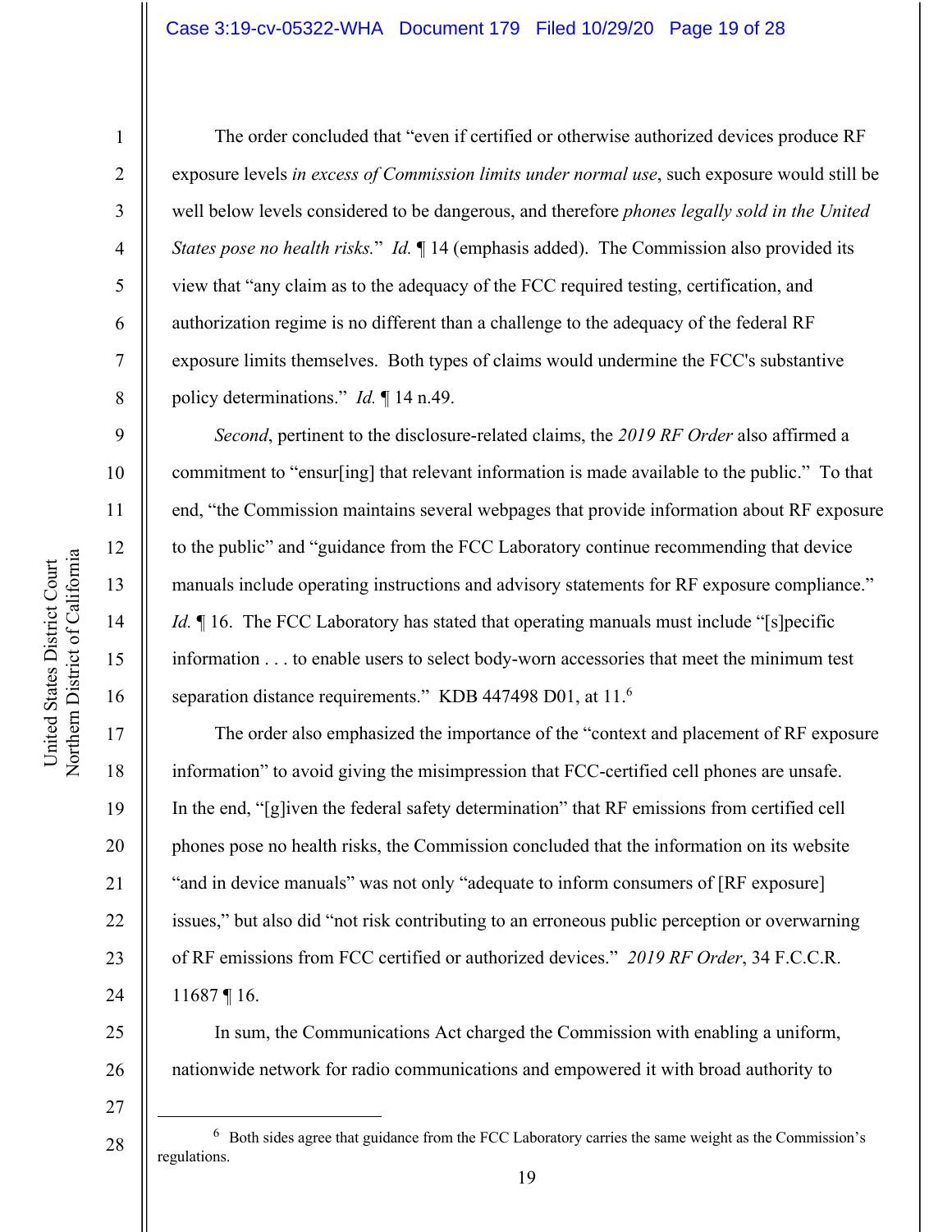The order concluded that "even if certified or otherwise authorized devices produce RF exposure levels *in excess of Commission limits under normal use*, such exposure would still be well below levels considered to be dangerous, and therefore *phones legally sold in the United States pose no health risks*." *Id.* ¶ 14 (emphasis added). The Commission also provided its view that "any claim as to the adequacy of the FCC required testing, certification, and authorization regime is no different than a challenge to the adequacy of the federal RF exposure limits themselves. Both types of claims would undermine the FCC's substantive policy determinations." *Id.* ¶ 14 n.49.

*Second*, pertinent to the disclosure-related claims, the *2019 RF Order* also affirmed a commitment to "ensur[ing] that relevant information is made available to the public." To that end, "the Commission maintains several webpages that provide information about RF exposure to the public" and "guidance from the FCC Laboratory continue recommending that device manuals include operating instructions and advisory statements for RF exposure compliance." *Id.* ¶ 16. The FCC Laboratory has stated that operating manuals must include "[s]pecific information . . . to enable users to select body-worn accessories that meet the minimum test separation distance requirements." KDB 447498 D01, at 11.[6]

The order also emphasized the importance of the "context and placement of RF exposure information" to avoid giving the misimpression that FCC-certified cell phones are unsafe. In the end, "[g]iven the federal safety determination" that RF emissions from certified cell phones pose no health risks, the Commission concluded that the information on its website "and in device manuals" was not only "adequate to inform consumers of [RF exposure] issues," but also did "not risk contributing to an erroneous public perception or overwarning of RF emissions from FCC certified or authorized devices." *2019 RF Order*, 34 F.C.C.R. 11687 ¶ 16.

In sum, the Communications Act charged the Commission with enabling a uniform, nationwide network for radio communications and empowered it with broad authority to

---

[6] Both sides agree that guidance from the FCC Laboratory carries the same weight as the Commission's regulations.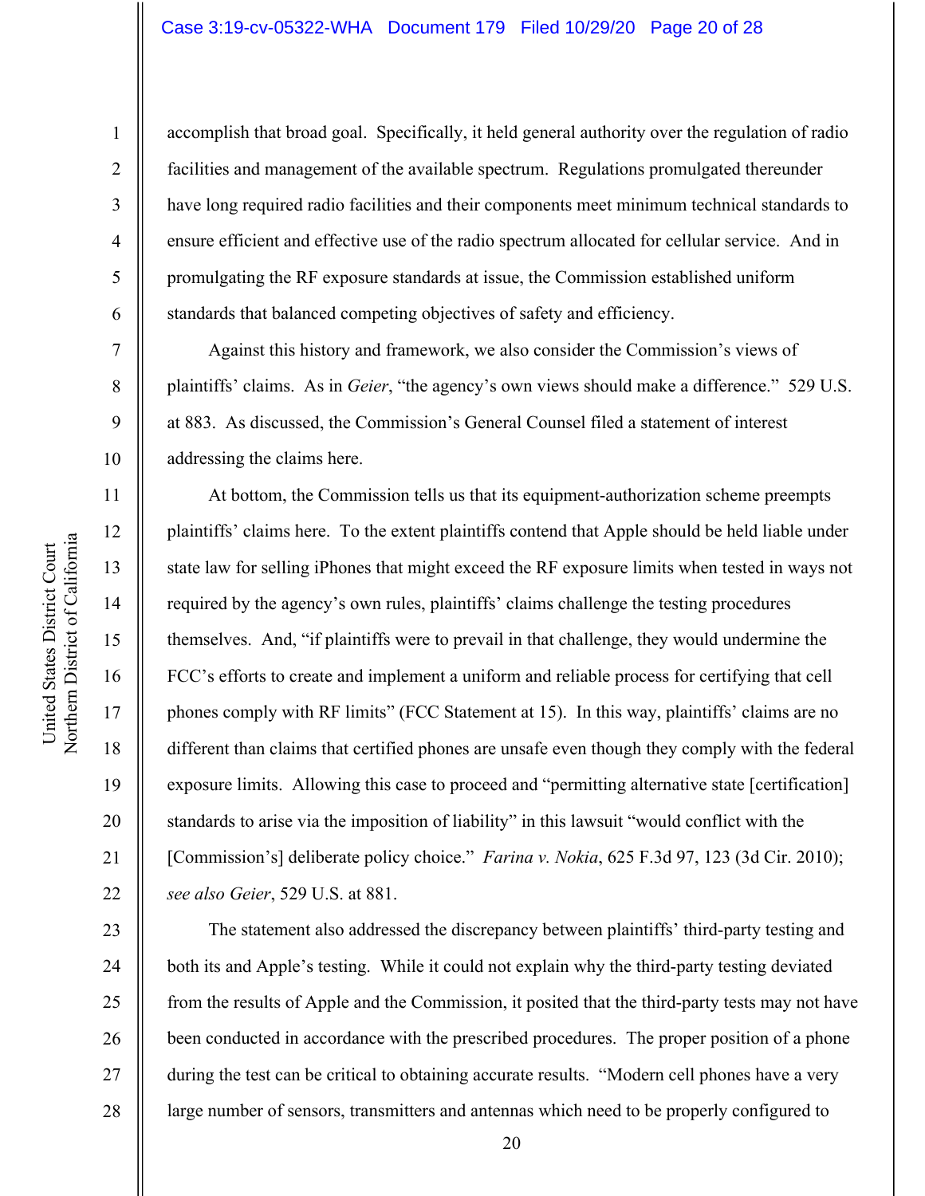accomplish that broad goal. Specifically, it held general authority over the regulation of radio facilities and management of the available spectrum. Regulations promulgated thereunder have long required radio facilities and their components meet minimum technical standards to ensure efficient and effective use of the radio spectrum allocated for cellular service. And in promulgating the RF exposure standards at issue, the Commission established uniform standards that balanced competing objectives of safety and efficiency.

Against this history and framework, we also consider the Commission's views of plaintiffs' claims. As in *Geier*, "the agency's own views should make a difference." 529 U.S. at 883. As discussed, the Commission's General Counsel filed a statement of interest addressing the claims here.

At bottom, the Commission tells us that its equipment-authorization scheme preempts plaintiffs' claims here. To the extent plaintiffs contend that Apple should be held liable under state law for selling iPhones that might exceed the RF exposure limits when tested in ways not required by the agency's own rules, plaintiffs' claims challenge the testing procedures themselves. And, "if plaintiffs were to prevail in that challenge, they would undermine the FCC's efforts to create and implement a uniform and reliable process for certifying that cell phones comply with RF limits" (FCC Statement at 15). In this way, plaintiffs' claims are no different than claims that certified phones are unsafe even though they comply with the federal exposure limits. Allowing this case to proceed and "permitting alternative state [certification] standards to arise via the imposition of liability" in this lawsuit "would conflict with the [Commission's] deliberate policy choice." *Farina v. Nokia*, 625 F.3d 97, 123 (3d Cir. 2010); *see also Geier*, 529 U.S. at 881.

The statement also addressed the discrepancy between plaintiffs' third-party testing and both its and Apple's testing. While it could not explain why the third-party testing deviated from the results of Apple and the Commission, it posited that the third-party tests may not have been conducted in accordance with the prescribed procedures. The proper position of a phone during the test can be critical to obtaining accurate results. "Modern cell phones have a very large number of sensors, transmitters and antennas which need to be properly configured to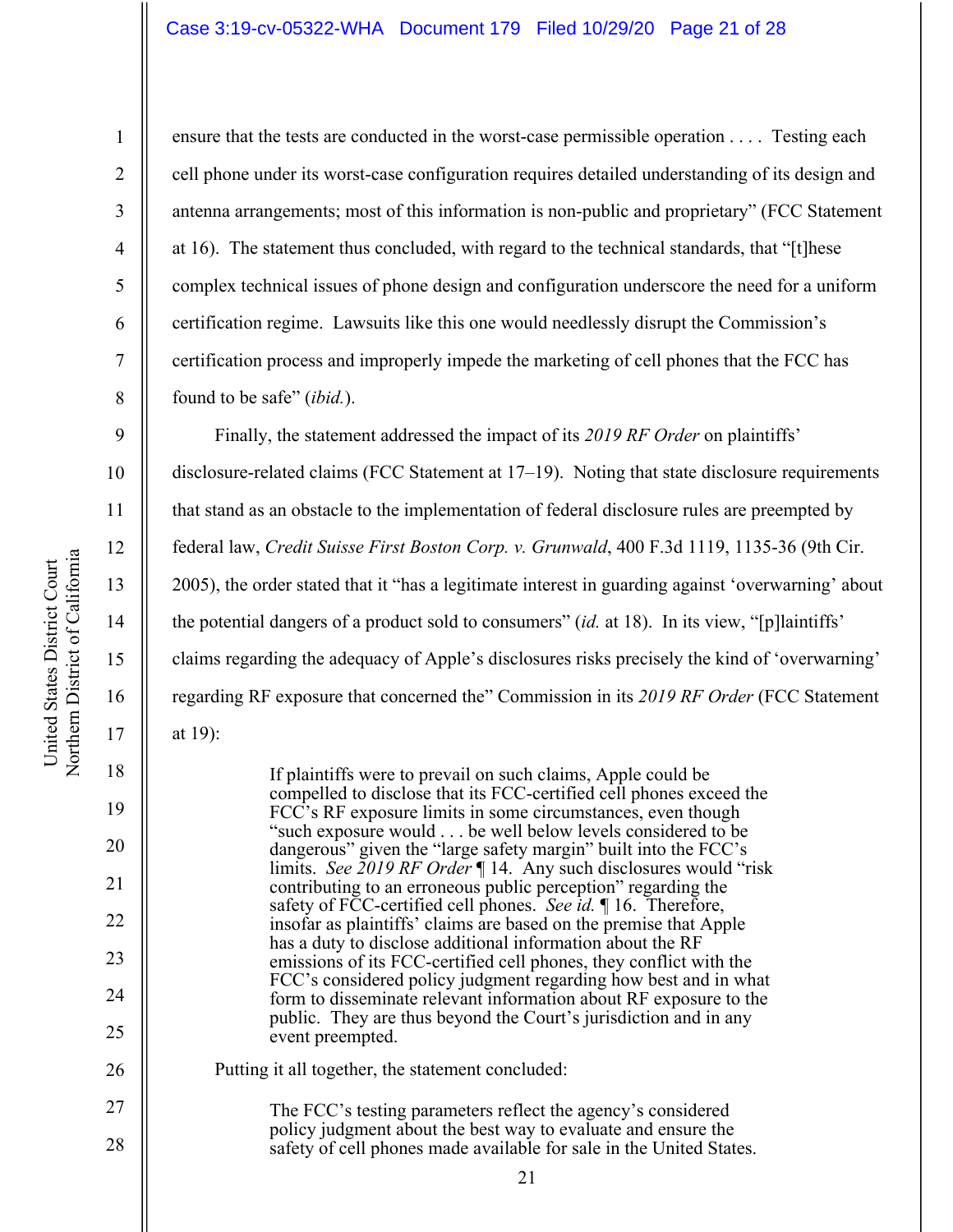ensure that the tests are conducted in the worst-case permissible operation . . . . Testing each cell phone under its worst-case configuration requires detailed understanding of its design and antenna arrangements; most of this information is non-public and proprietary" (FCC Statement at 16). The statement thus concluded, with regard to the technical standards, that "[t]hese complex technical issues of phone design and configuration underscore the need for a uniform certification regime. Lawsuits like this one would needlessly disrupt the Commission's certification process and improperly impede the marketing of cell phones that the FCC has found to be safe" (*ibid.*).

Finally, the statement addressed the impact of its *2019 RF Order* on plaintiffs' disclosure-related claims (FCC Statement at 17–19). Noting that state disclosure requirements that stand as an obstacle to the implementation of federal disclosure rules are preempted by federal law, *Credit Suisse First Boston Corp. v. Grunwald*, 400 F.3d 1119, 1135-36 (9th Cir. 2005), the order stated that it "has a legitimate interest in guarding against 'overwarning' about the potential dangers of a product sold to consumers" (*id.* at 18). In its view, "[p]laintiffs' claims regarding the adequacy of Apple's disclosures risks precisely the kind of 'overwarning' regarding RF exposure that concerned the" Commission in its *2019 RF Order* (FCC Statement at 19):

> If plaintiffs were to prevail on such claims, Apple could be compelled to disclose that its FCC-certified cell phones exceed the FCC's RF exposure limits in some circumstances, even though "such exposure would . . . be well below levels considered to be dangerous" given the "large safety margin" built into the FCC's limits. *See 2019 RF Order* ¶ 14. Any such disclosures would "risk contributing to an erroneous public perception" regarding the safety of FCC-certified cell phones. *See id.* ¶ 16. Therefore, insofar as plaintiffs' claims are based on the premise that Apple has a duty to disclose additional information about the RF emissions of its FCC-certified cell phones, they conflict with the FCC's considered policy judgment regarding how best and in what form to disseminate relevant information about RF exposure to the public. They are thus beyond the Court's jurisdiction and in any event preempted.

Putting it all together, the statement concluded:

> The FCC's testing parameters reflect the agency's considered policy judgment about the best way to evaluate and ensure the safety of cell phones made available for sale in the United States.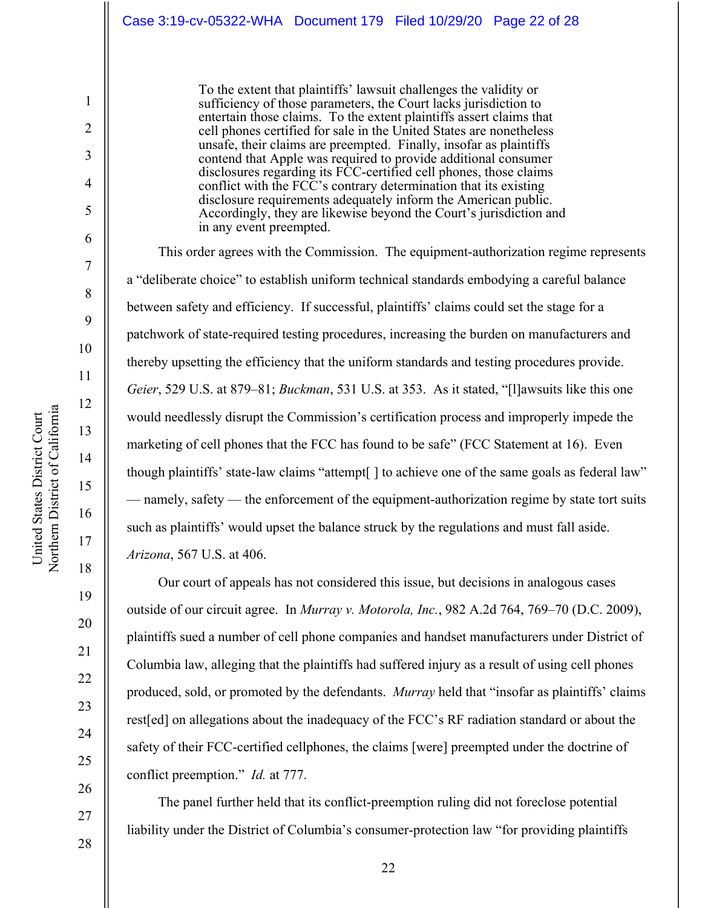> To the extent that plaintiffs' lawsuit challenges the validity or sufficiency of those parameters, the Court lacks jurisdiction to entertain those claims. To the extent plaintiffs assert claims that cell phones certified for sale in the United States are nonetheless unsafe, their claims are preempted. Finally, insofar as plaintiffs contend that Apple was required to provide additional consumer disclosures regarding its FCC-certified cell phones, those claims conflict with the FCC's contrary determination that its existing disclosure requirements adequately inform the American public. Accordingly, they are likewise beyond the Court's jurisdiction and in any event preempted.

This order agrees with the Commission. The equipment-authorization regime represents a "deliberate choice" to establish uniform technical standards embodying a careful balance between safety and efficiency. If successful, plaintiffs' claims could set the stage for a patchwork of state-required testing procedures, increasing the burden on manufacturers and thereby upsetting the efficiency that the uniform standards and testing procedures provide. *Geier*, 529 U.S. at 879–81; *Buckman*, 531 U.S. at 353. As it stated, "[l]awsuits like this one would needlessly disrupt the Commission's certification process and improperly impede the marketing of cell phones that the FCC has found to be safe" (FCC Statement at 16). Even though plaintiffs' state-law claims "attempt[ ] to achieve one of the same goals as federal law" — namely, safety — the enforcement of the equipment-authorization regime by state tort suits such as plaintiffs' would upset the balance struck by the regulations and must fall aside. *Arizona*, 567 U.S. at 406.

Our court of appeals has not considered this issue, but decisions in analogous cases outside of our circuit agree. In *Murray v. Motorola, Inc.*, 982 A.2d 764, 769–70 (D.C. 2009), plaintiffs sued a number of cell phone companies and handset manufacturers under District of Columbia law, alleging that the plaintiffs had suffered injury as a result of using cell phones produced, sold, or promoted by the defendants. *Murray* held that "insofar as plaintiffs' claims rest[ed] on allegations about the inadequacy of the FCC's RF radiation standard or about the safety of their FCC-certified cellphones, the claims [were] preempted under the doctrine of conflict preemption." *Id.* at 777.

The panel further held that its conflict-preemption ruling did not foreclose potential liability under the District of Columbia's consumer-protection law "for providing plaintiffs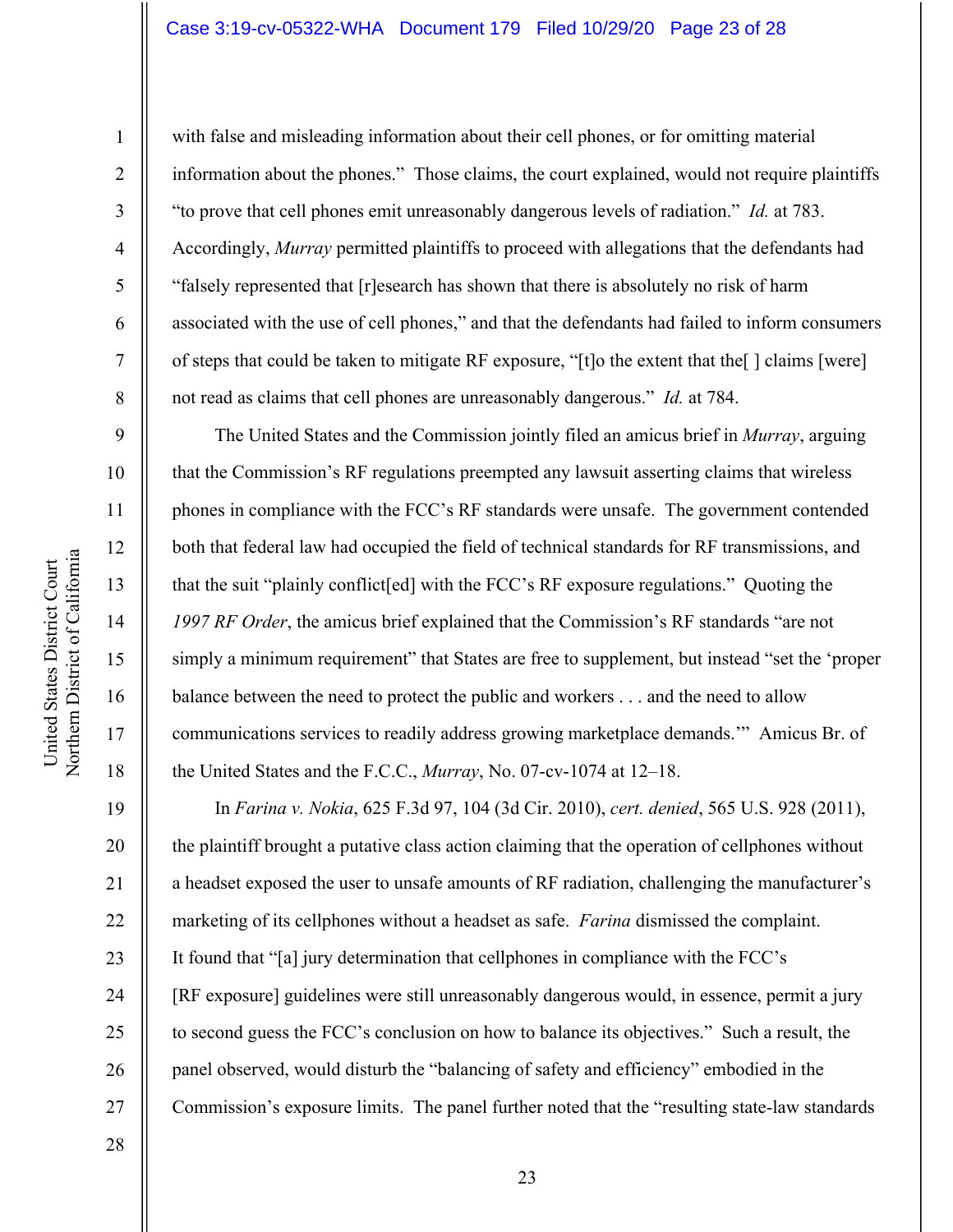with false and misleading information about their cell phones, or for omitting material information about the phones." Those claims, the court explained, would not require plaintiffs "to prove that cell phones emit unreasonably dangerous levels of radiation." *Id.* at 783. Accordingly, *Murray* permitted plaintiffs to proceed with allegations that the defendants had "falsely represented that [r]esearch has shown that there is absolutely no risk of harm associated with the use of cell phones," and that the defendants had failed to inform consumers of steps that could be taken to mitigate RF exposure, "[t]o the extent that the[ ] claims [were] not read as claims that cell phones are unreasonably dangerous." *Id.* at 784.

The United States and the Commission jointly filed an amicus brief in *Murray*, arguing that the Commission's RF regulations preempted any lawsuit asserting claims that wireless phones in compliance with the FCC's RF standards were unsafe. The government contended both that federal law had occupied the field of technical standards for RF transmissions, and that the suit "plainly conflict[ed] with the FCC's RF exposure regulations." Quoting the *1997 RF Order*, the amicus brief explained that the Commission's RF standards "are not simply a minimum requirement" that States are free to supplement, but instead "set the 'proper balance between the need to protect the public and workers . . . and the need to allow communications services to readily address growing marketplace demands.'" Amicus Br. of the United States and the F.C.C., *Murray*, No. 07-cv-1074 at 12–18.

In *Farina v. Nokia*, 625 F.3d 97, 104 (3d Cir. 2010), *cert. denied*, 565 U.S. 928 (2011), the plaintiff brought a putative class action claiming that the operation of cellphones without a headset exposed the user to unsafe amounts of RF radiation, challenging the manufacturer's marketing of its cellphones without a headset as safe. *Farina* dismissed the complaint. It found that "[a] jury determination that cellphones in compliance with the FCC's [RF exposure] guidelines were still unreasonably dangerous would, in essence, permit a jury to second guess the FCC's conclusion on how to balance its objectives." Such a result, the panel observed, would disturb the "balancing of safety and efficiency" embodied in the Commission's exposure limits. The panel further noted that the "resulting state-law standards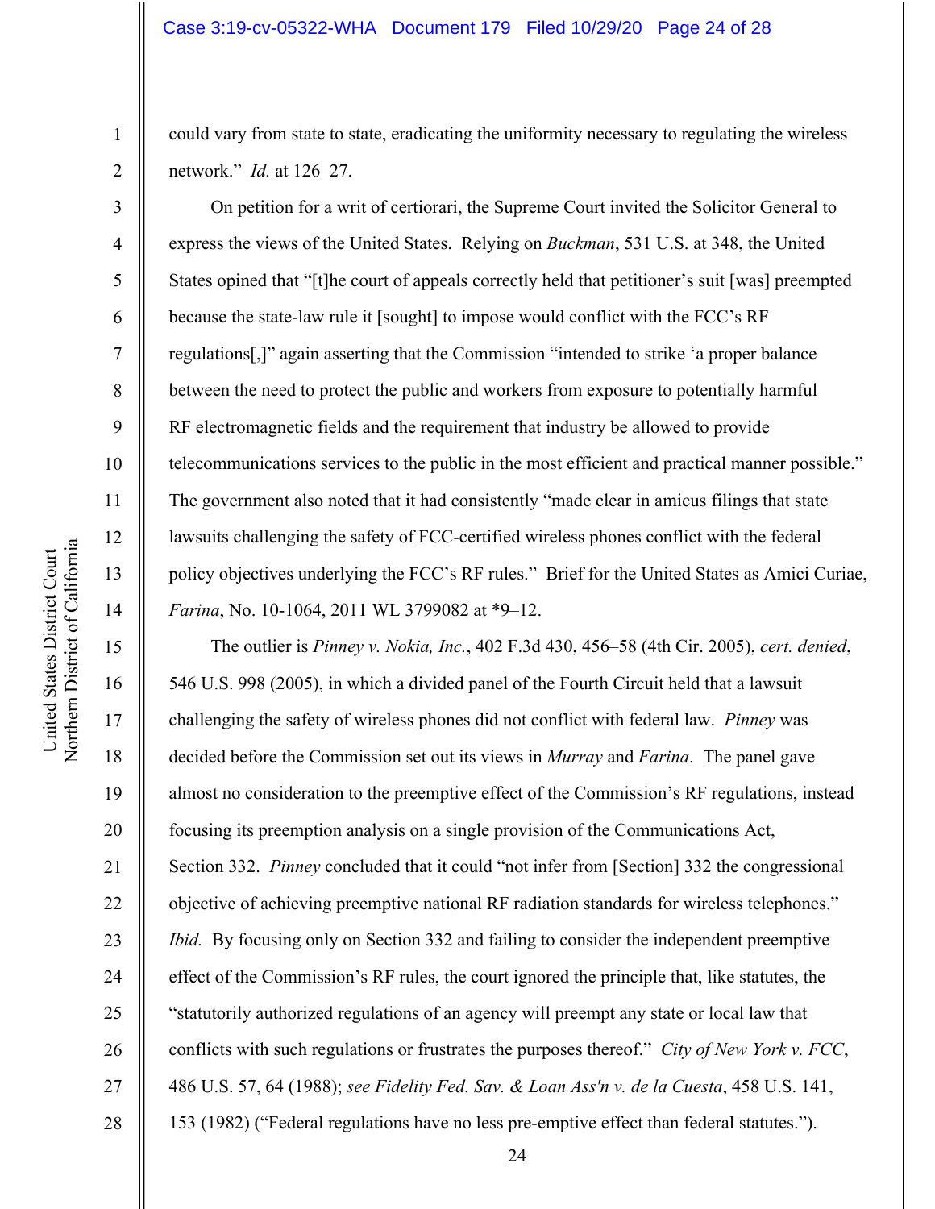could vary from state to state, eradicating the uniformity necessary to regulating the wireless network." *Id.* at 126–27.

On petition for a writ of certiorari, the Supreme Court invited the Solicitor General to express the views of the United States. Relying on *Buckman*, 531 U.S. at 348, the United States opined that "[t]he court of appeals correctly held that petitioner's suit [was] preempted because the state-law rule it [sought] to impose would conflict with the FCC's RF regulations[,]" again asserting that the Commission "intended to strike 'a proper balance between the need to protect the public and workers from exposure to potentially harmful RF electromagnetic fields and the requirement that industry be allowed to provide telecommunications services to the public in the most efficient and practical manner possible." The government also noted that it had consistently "made clear in amicus filings that state lawsuits challenging the safety of FCC-certified wireless phones conflict with the federal policy objectives underlying the FCC's RF rules." Brief for the United States as Amici Curiae, *Farina*, No. 10-1064, 2011 WL 3799082 at *9–12.

The outlier is *Pinney v. Nokia, Inc.*, 402 F.3d 430, 456–58 (4th Cir. 2005), *cert. denied*, 546 U.S. 998 (2005), in which a divided panel of the Fourth Circuit held that a lawsuit challenging the safety of wireless phones did not conflict with federal law. *Pinney* was decided before the Commission set out its views in *Murray* and *Farina*. The panel gave almost no consideration to the preemptive effect of the Commission's RF regulations, instead focusing its preemption analysis on a single provision of the Communications Act, Section 332. *Pinney* concluded that it could "not infer from [Section] 332 the congressional objective of achieving preemptive national RF radiation standards for wireless telephones." *Ibid.* By focusing only on Section 332 and failing to consider the independent preemptive effect of the Commission's RF rules, the court ignored the principle that, like statutes, the "statutorily authorized regulations of an agency will preempt any state or local law that conflicts with such regulations or frustrates the purposes thereof." *City of New York v. FCC*, 486 U.S. 57, 64 (1988); *see Fidelity Fed. Sav. & Loan Ass'n v. de la Cuesta*, 458 U.S. 141, 153 (1982) ("Federal regulations have no less pre-emptive effect than federal statutes.").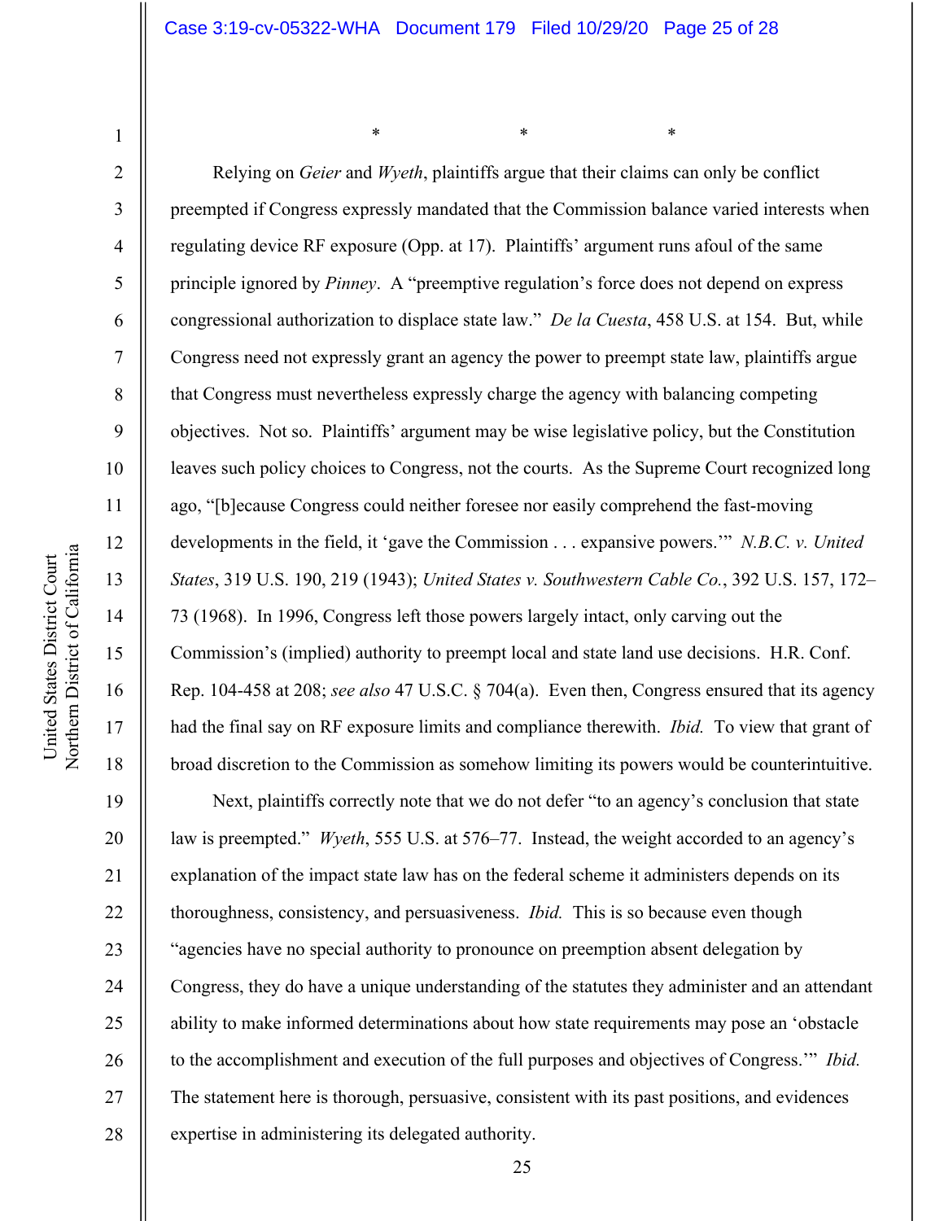\* \* \*

Relying on *Geier* and *Wyeth*, plaintiffs argue that their claims can only be conflict preempted if Congress expressly mandated that the Commission balance varied interests when regulating device RF exposure (Opp. at 17). Plaintiffs' argument runs afoul of the same principle ignored by *Pinney*. A "preemptive regulation's force does not depend on express congressional authorization to displace state law." *De la Cuesta*, 458 U.S. at 154. But, while Congress need not expressly grant an agency the power to preempt state law, plaintiffs argue that Congress must nevertheless expressly charge the agency with balancing competing objectives. Not so. Plaintiffs' argument may be wise legislative policy, but the Constitution leaves such policy choices to Congress, not the courts. As the Supreme Court recognized long ago, "[b]ecause Congress could neither foresee nor easily comprehend the fast-moving developments in the field, it 'gave the Commission . . . expansive powers.'" *N.B.C. v. United States*, 319 U.S. 190, 219 (1943); *United States v. Southwestern Cable Co.*, 392 U.S. 157, 172–73 (1968). In 1996, Congress left those powers largely intact, only carving out the Commission's (implied) authority to preempt local and state land use decisions. H.R. Conf. Rep. 104-458 at 208; *see also* 47 U.S.C. § 704(a). Even then, Congress ensured that its agency had the final say on RF exposure limits and compliance therewith. *Ibid.* To view that grant of broad discretion to the Commission as somehow limiting its powers would be counterintuitive.

Next, plaintiffs correctly note that we do not defer "to an agency's conclusion that state law is preempted." *Wyeth*, 555 U.S. at 576–77. Instead, the weight accorded to an agency's explanation of the impact state law has on the federal scheme it administers depends on its thoroughness, consistency, and persuasiveness. *Ibid.* This is so because even though "agencies have no special authority to pronounce on preemption absent delegation by Congress, they do have a unique understanding of the statutes they administer and an attendant ability to make informed determinations about how state requirements may pose an 'obstacle to the accomplishment and execution of the full purposes and objectives of Congress.'" *Ibid.* The statement here is thorough, persuasive, consistent with its past positions, and evidences expertise in administering its delegated authority.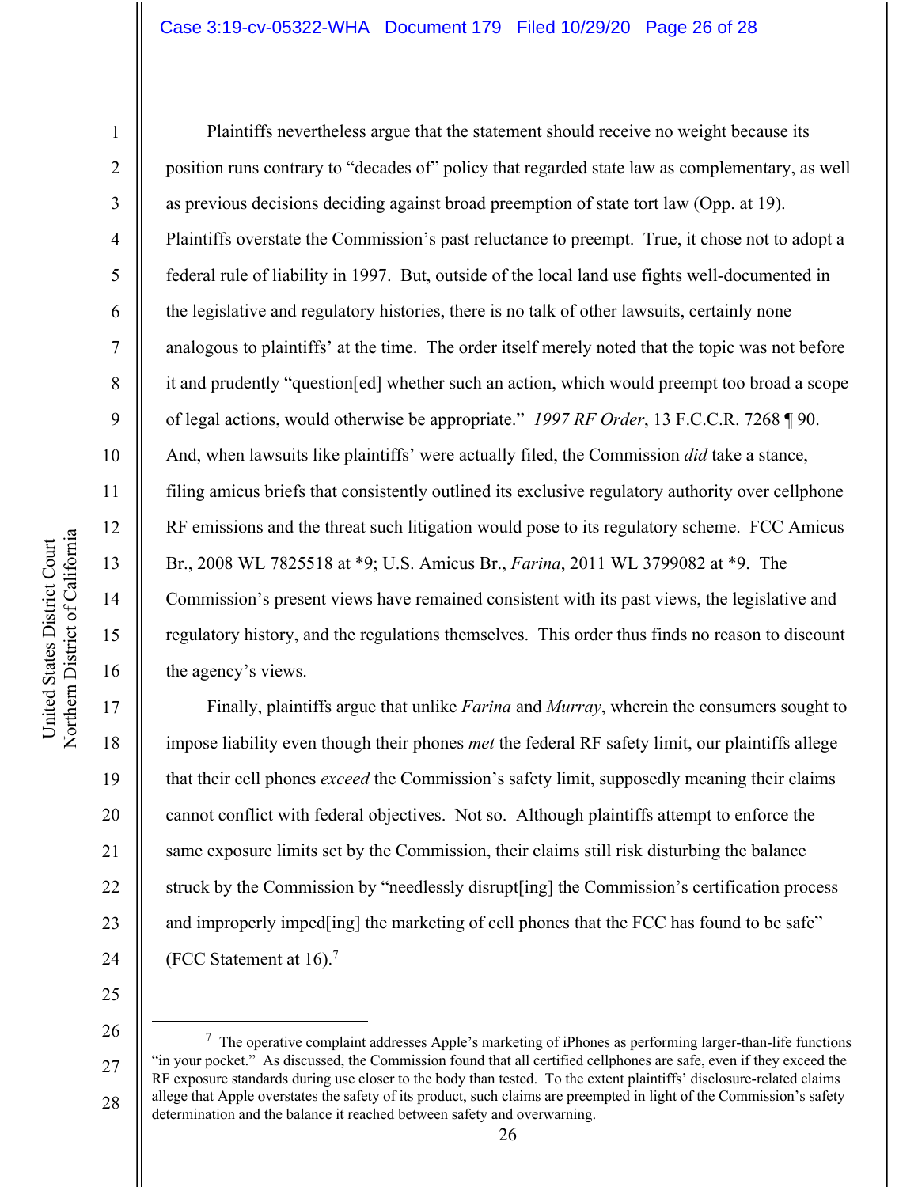Plaintiffs nevertheless argue that the statement should receive no weight because its position runs contrary to "decades of" policy that regarded state law as complementary, as well as previous decisions deciding against broad preemption of state tort law (Opp. at 19). Plaintiffs overstate the Commission's past reluctance to preempt. True, it chose not to adopt a federal rule of liability in 1997. But, outside of the local land use fights well-documented in the legislative and regulatory histories, there is no talk of other lawsuits, certainly none analogous to plaintiffs' at the time. The order itself merely noted that the topic was not before it and prudently "question[ed] whether such an action, which would preempt too broad a scope of legal actions, would otherwise be appropriate." *1997 RF Order*, 13 F.C.C.R. 7268 ¶ 90. And, when lawsuits like plaintiffs' were actually filed, the Commission *did* take a stance, filing amicus briefs that consistently outlined its exclusive regulatory authority over cellphone RF emissions and the threat such litigation would pose to its regulatory scheme. FCC Amicus Br., 2008 WL 7825518 at *9; U.S. Amicus Br., *Farina*, 2011 WL 3799082 at *9. The Commission's present views have remained consistent with its past views, the legislative and regulatory history, and the regulations themselves. This order thus finds no reason to discount the agency's views.

Finally, plaintiffs argue that unlike *Farina* and *Murray*, wherein the consumers sought to impose liability even though their phones *met* the federal RF safety limit, our plaintiffs allege that their cell phones *exceed* the Commission's safety limit, supposedly meaning their claims cannot conflict with federal objectives. Not so. Although plaintiffs attempt to enforce the same exposure limits set by the Commission, their claims still risk disturbing the balance struck by the Commission by "needlessly disrupt[ing] the Commission's certification process and improperly imped[ing] the marketing of cell phones that the FCC has found to be safe" (FCC Statement at 16).[7]

---

[7] The operative complaint addresses Apple's marketing of iPhones as performing larger-than-life functions "in your pocket." As discussed, the Commission found that all certified cellphones are safe, even if they exceed the RF exposure standards during use closer to the body than tested. To the extent plaintiffs' disclosure-related claims allege that Apple overstates the safety of its product, such claims are preempted in light of the Commission's safety determination and the balance it reached between safety and overwarning.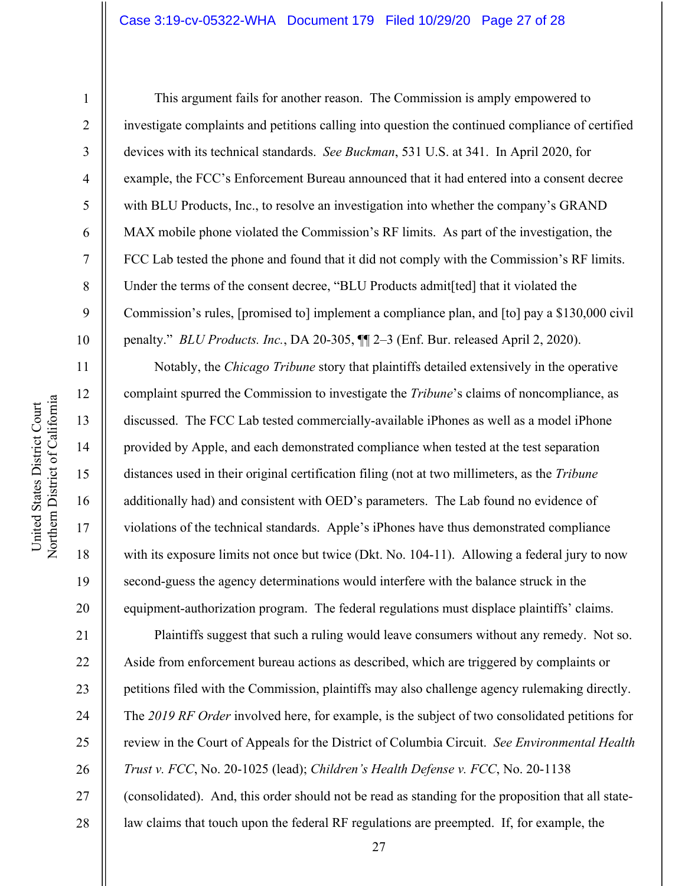This argument fails for another reason. The Commission is amply empowered to investigate complaints and petitions calling into question the continued compliance of certified devices with its technical standards. *See Buckman*, 531 U.S. at 341. In April 2020, for example, the FCC's Enforcement Bureau announced that it had entered into a consent decree with BLU Products, Inc., to resolve an investigation into whether the company's GRAND MAX mobile phone violated the Commission's RF limits. As part of the investigation, the FCC Lab tested the phone and found that it did not comply with the Commission's RF limits. Under the terms of the consent decree, "BLU Products admit[ted] that it violated the Commission's rules, [promised to] implement a compliance plan, and [to] pay a $130,000 civil penalty." *BLU Products. Inc.*, DA 20-305, ¶¶ 2–3 (Enf. Bur. released April 2, 2020).

Notably, the *Chicago Tribune* story that plaintiffs detailed extensively in the operative complaint spurred the Commission to investigate the *Tribune*'s claims of noncompliance, as discussed. The FCC Lab tested commercially-available iPhones as well as a model iPhone provided by Apple, and each demonstrated compliance when tested at the test separation distances used in their original certification filing (not at two millimeters, as the *Tribune* additionally had) and consistent with OED's parameters. The Lab found no evidence of violations of the technical standards. Apple's iPhones have thus demonstrated compliance with its exposure limits not once but twice (Dkt. No. 104-11). Allowing a federal jury to now second-guess the agency determinations would interfere with the balance struck in the equipment-authorization program. The federal regulations must displace plaintiffs' claims.

Plaintiffs suggest that such a ruling would leave consumers without any remedy. Not so. Aside from enforcement bureau actions as described, which are triggered by complaints or petitions filed with the Commission, plaintiffs may also challenge agency rulemaking directly. The *2019 RF Order* involved here, for example, is the subject of two consolidated petitions for review in the Court of Appeals for the District of Columbia Circuit. *See Environmental Health Trust v. FCC*, No. 20-1025 (lead); *Children's Health Defense v. FCC*, No. 20-1138 (consolidated). And, this order should not be read as standing for the proposition that all state-law claims that touch upon the federal RF regulations are preempted. If, for example, the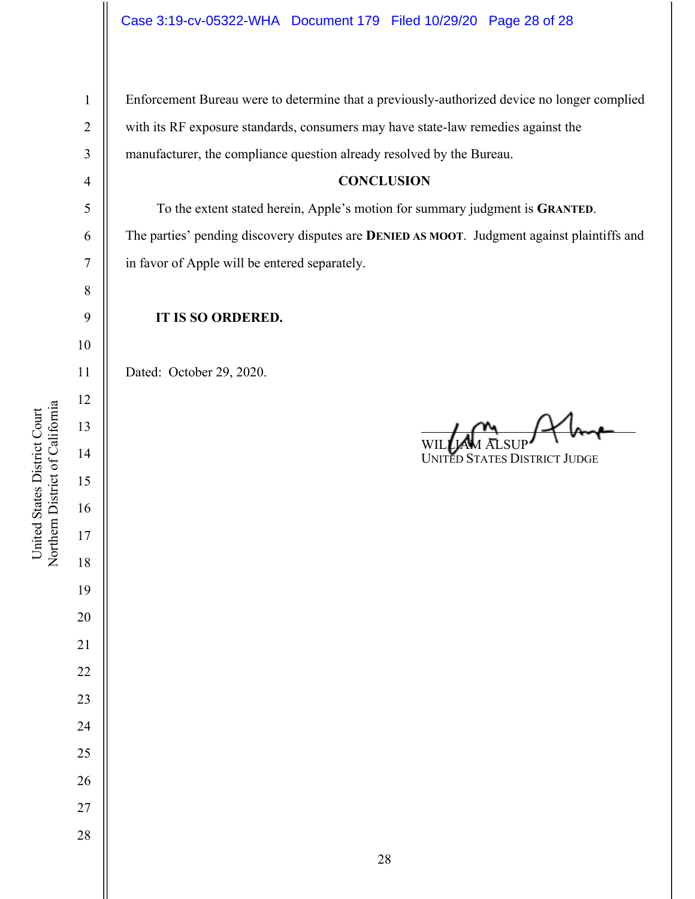Enforcement Bureau were to determine that a previously-authorized device no longer complied with its RF exposure standards, consumers may have state-law remedies against the manufacturer, the compliance question already resolved by the Bureau.

## CONCLUSION

To the extent stated herein, Apple's motion for summary judgment is **GRANTED**. The parties' pending discovery disputes are **DENIED AS MOOT**. Judgment against plaintiffs and in favor of Apple will be entered separately.

**IT IS SO ORDERED.**

Dated: October 29, 2020.

WILLIAM ALSUP
UNITED STATES DISTRICT JUDGE